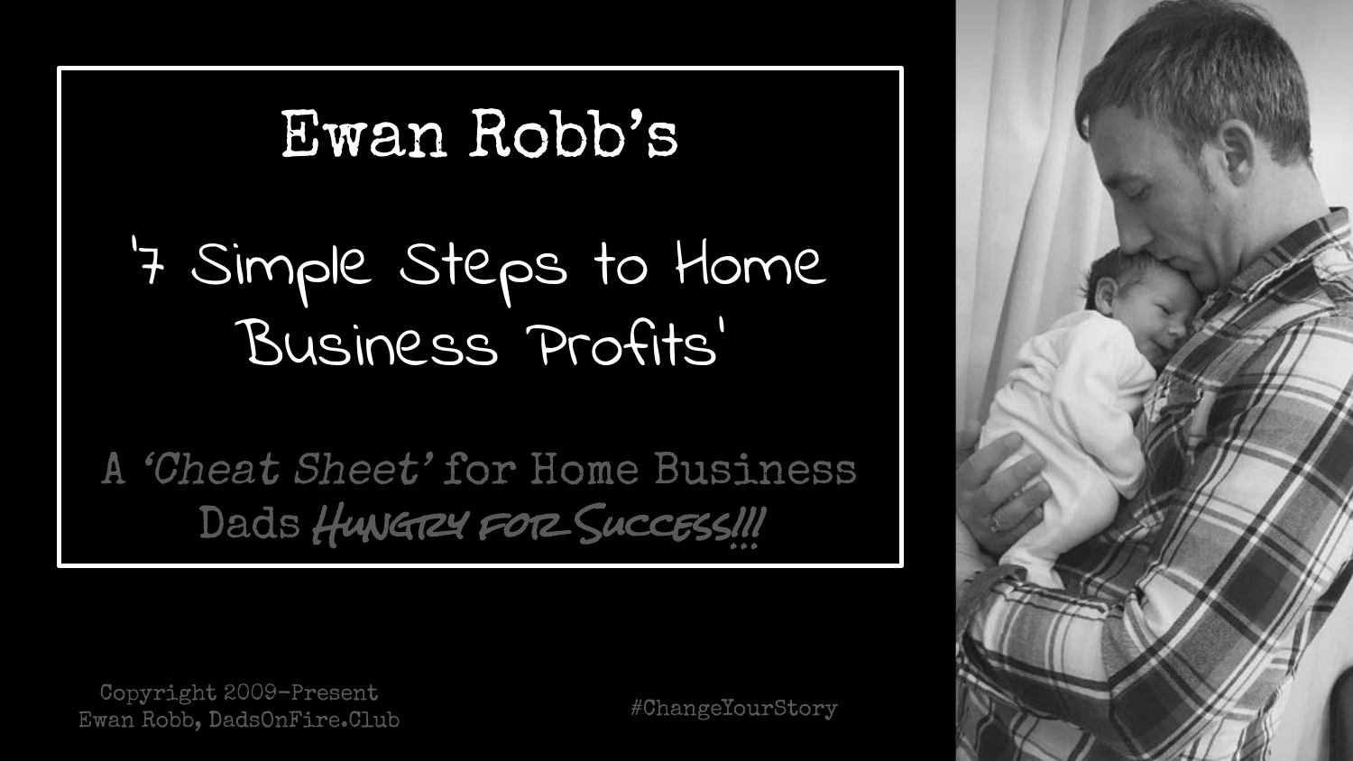# Ewan Robb's

## '7 Simple Steps to Home Business Profits'

A *'Cheat Sheet'* for Home Business Dads *Hungry for Success!!!*

Copyright 2009-Present
Ewan Robb, DadsOnFire.Club

#ChangeYourStory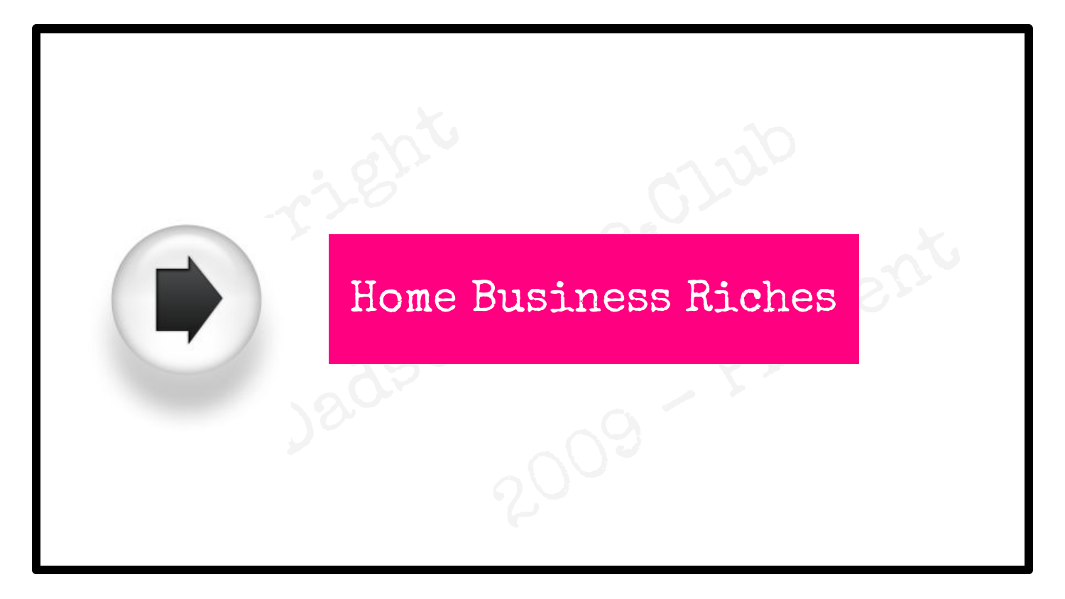# Home Business Riches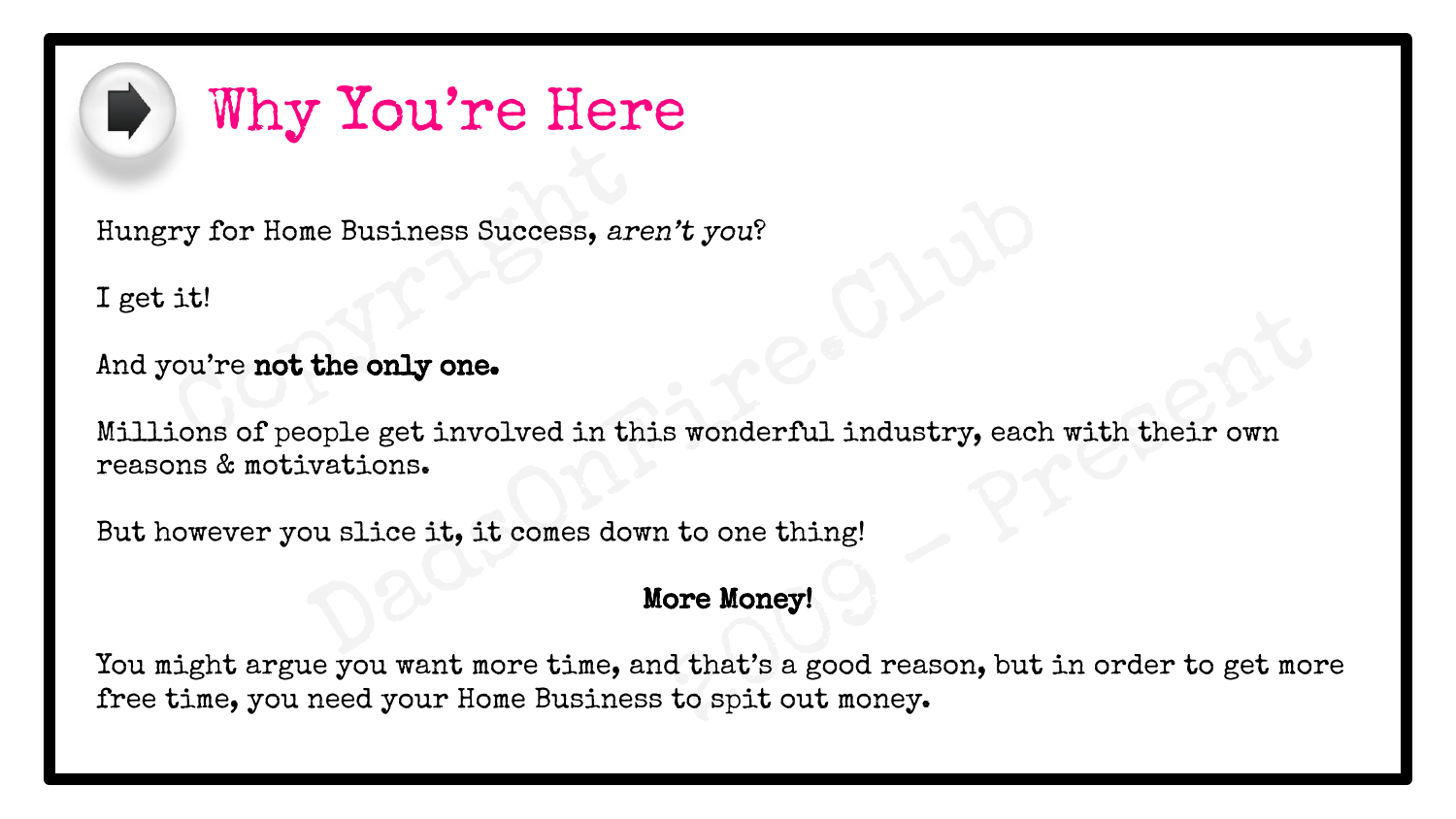# Why You're Here

Hungry for Home Business Success, *aren't you*?

I get it!

And you're **not the only one.**

Millions of people get involved in this wonderful industry, each with their own reasons & motivations.

But however you slice it, it comes down to one thing!

**More Money!**

You might argue you want more time, and that's a good reason, but in order to get more free time, you need your Home Business to spit out money.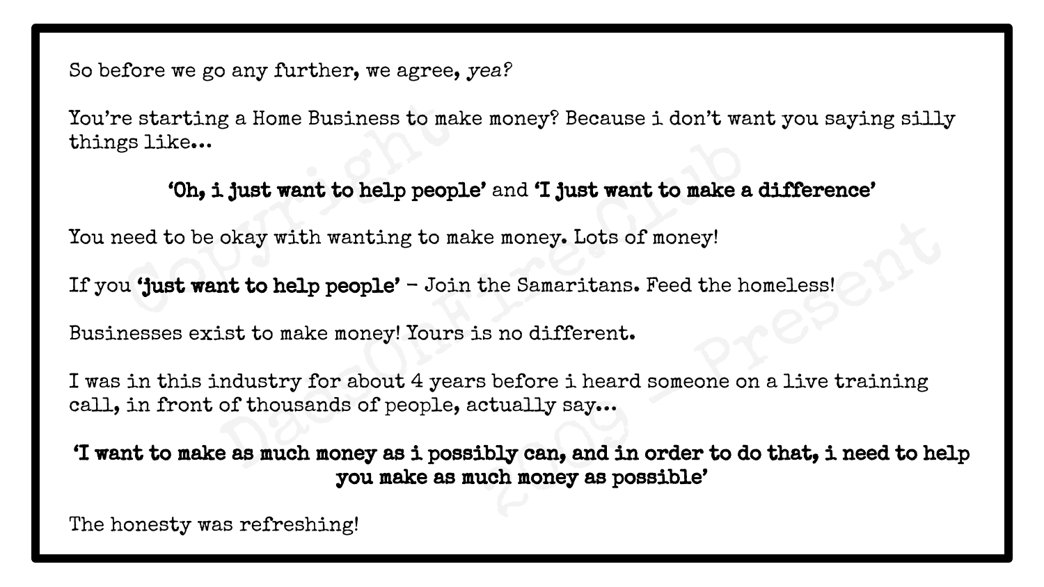So before we go any further, we agree, *yea?*

You're starting a Home Business to make money? Because i don't want you saying silly things like...

**'Oh, i just want to help people'** and **'I just want to make a difference'**

You need to be okay with wanting to make money. Lots of money!

If you **'just want to help people'** – Join the Samaritans. Feed the homeless!

Businesses exist to make money! Yours is no different.

I was in this industry for about 4 years before i heard someone on a live training call, in front of thousands of people, actually say...

**'I want to make as much money as i possibly can, and in order to do that, i need to help you make as much money as possible'**

The honesty was refreshing!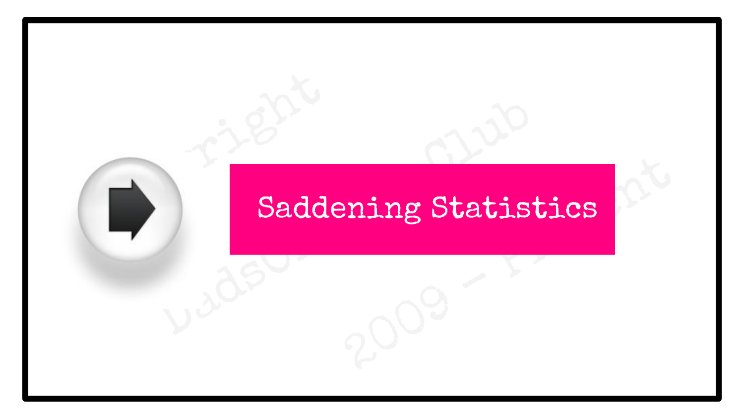# Saddening Statistics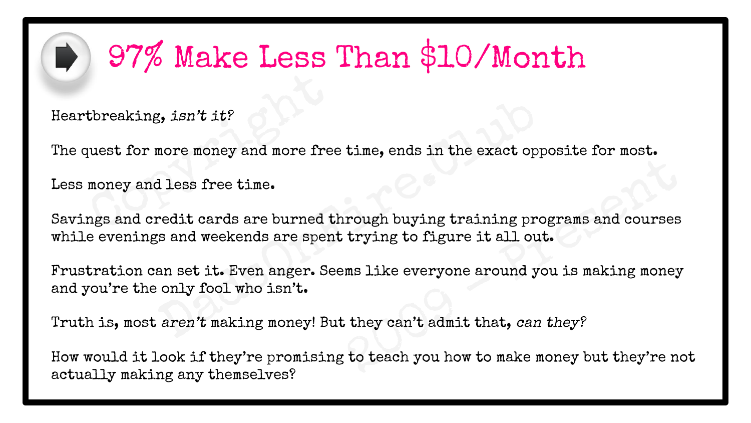# 97% Make Less Than $10/Month

Heartbreaking, *isn't it?*

The quest for more money and more free time, ends in the exact opposite for most.

Less money and less free time.

Savings and credit cards are burned through buying training programs and courses while evenings and weekends are spent trying to figure it all out.

Frustration can set it. Even anger. Seems like everyone around you is making money and you're the only fool who isn't.

Truth is, most *aren't* making money! But they can't admit that, *can they?*

How would it look if they're promising to teach you how to make money but they're not actually making any themselves?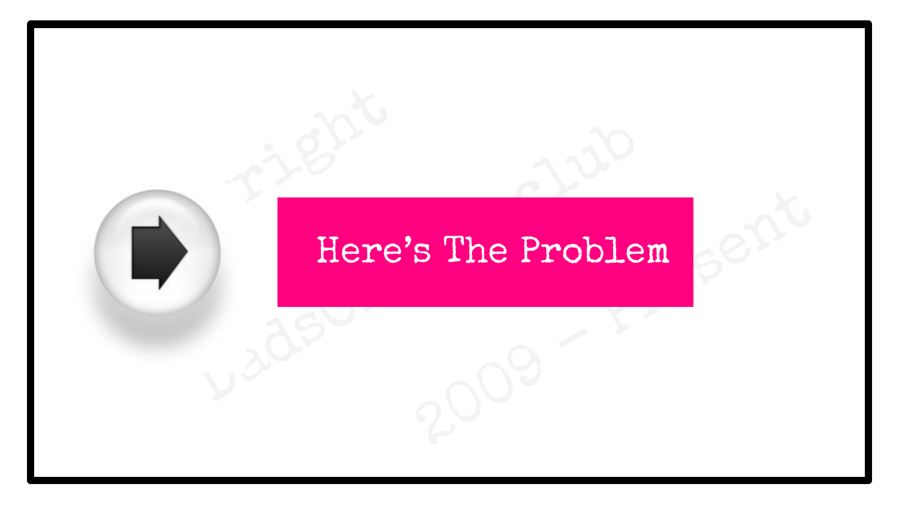## Here's The Problem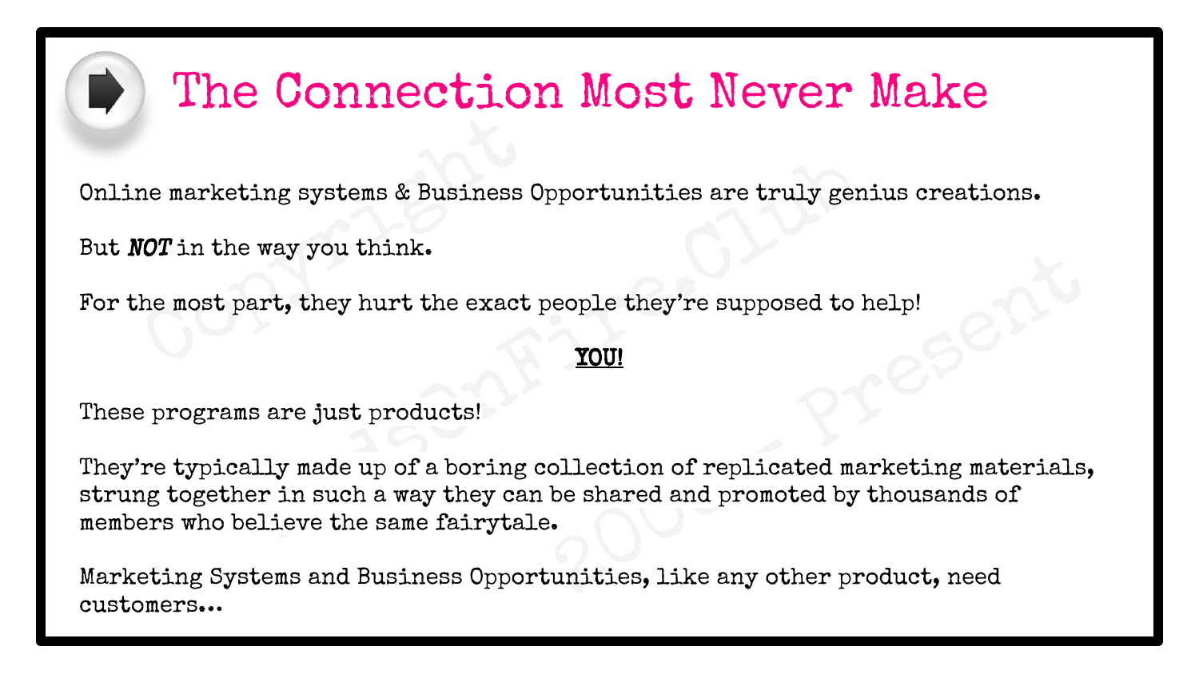# The Connection Most Never Make

Online marketing systems & Business Opportunities are truly genius creations.

But ***NOT*** in the way you think.

For the most part, they hurt the exact people they're supposed to help!

**YOU!**

These programs are just products!

They're typically made up of a boring collection of replicated marketing materials, strung together in such a way they can be shared and promoted by thousands of members who believe the same fairytale.

Marketing Systems and Business Opportunities, like any other product, need customers...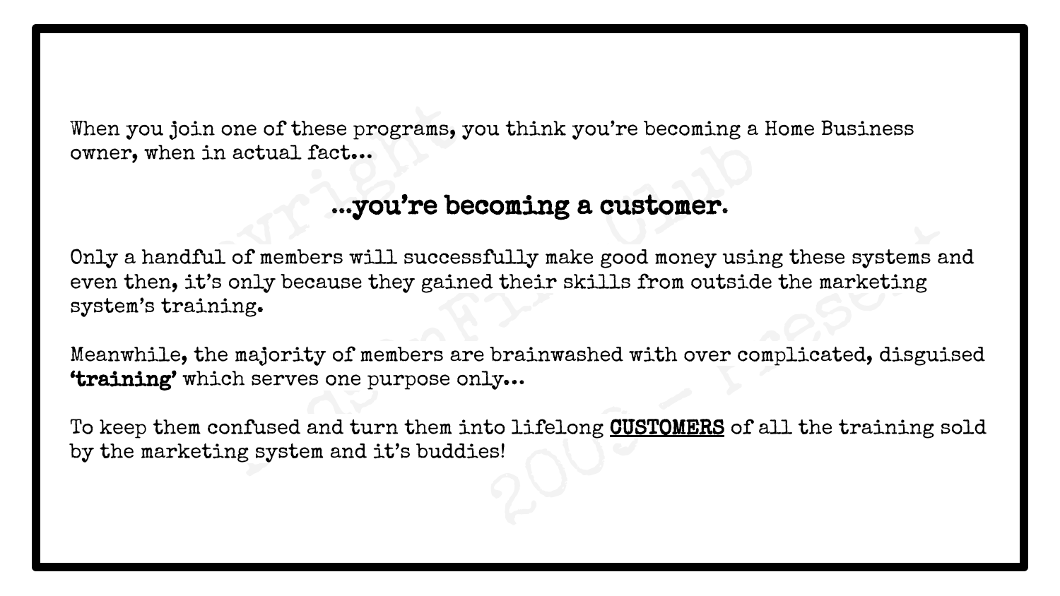When you join one of these programs, you think you're becoming a Home Business owner, when in actual fact...

**...you're becoming a customer.**

Only a handful of members will successfully make good money using these systems and even then, it's only because they gained their skills from outside the marketing system's training.

Meanwhile, the majority of members are brainwashed with over complicated, disguised **'training'** which serves one purpose only...

To keep them confused and turn them into lifelong **CUSTOMERS** of all the training sold by the marketing system and it's buddies!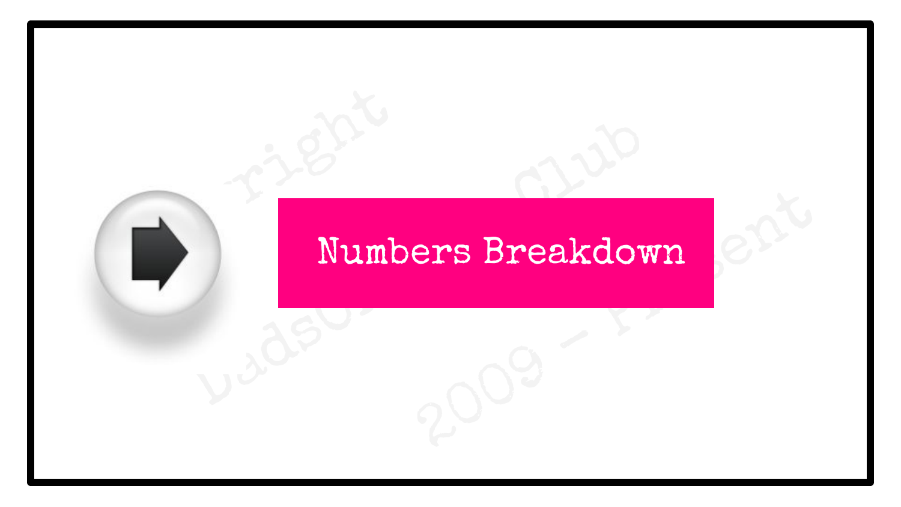# Numbers Breakdown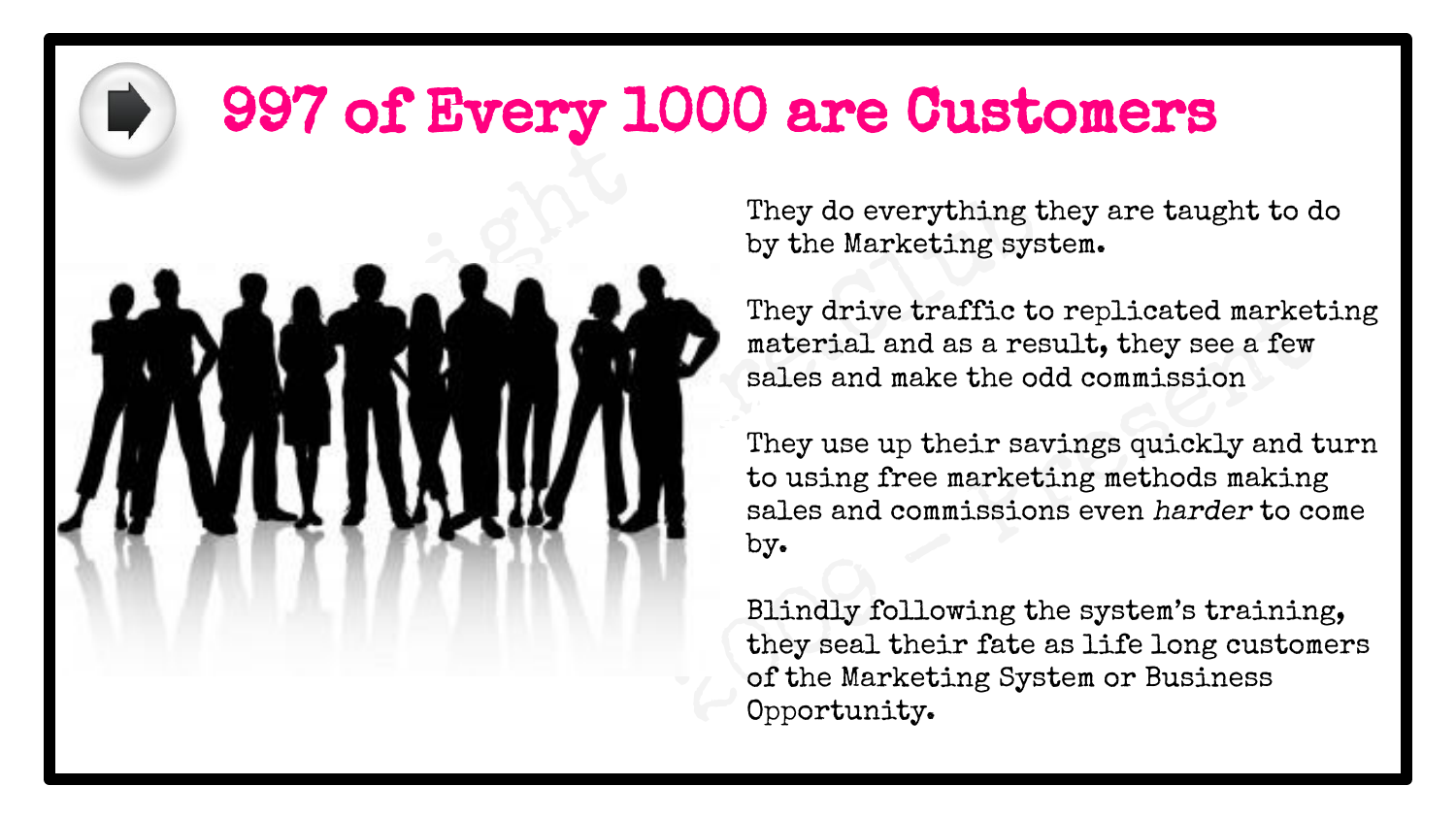# 997 of Every 1000 are Customers

They do everything they are taught to do by the Marketing system.

They drive traffic to replicated marketing material and as a result, they see a few sales and make the odd commission

They use up their savings quickly and turn to using free marketing methods making sales and commissions even *harder* to come by.

Blindly following the system's training, they seal their fate as life long customers of the Marketing System or Business Opportunity.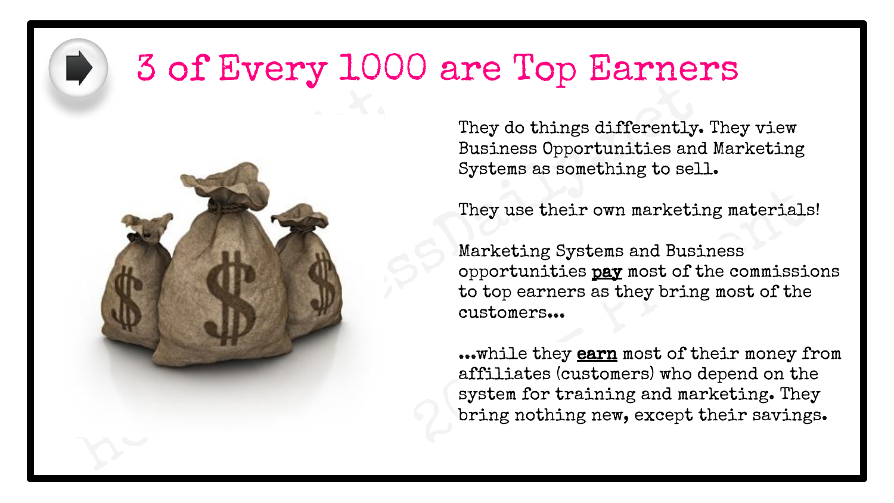# 3 of Every 1000 are Top Earners

They do things differently. They view Business Opportunities and Marketing Systems as something to sell.

They use their own marketing materials!

Marketing Systems and Business opportunities **pay** most of the commissions to top earners as they bring most of the customers...

...while they **earn** most of their money from affiliates (customers) who depend on the system for training and marketing. They bring nothing new, except their savings.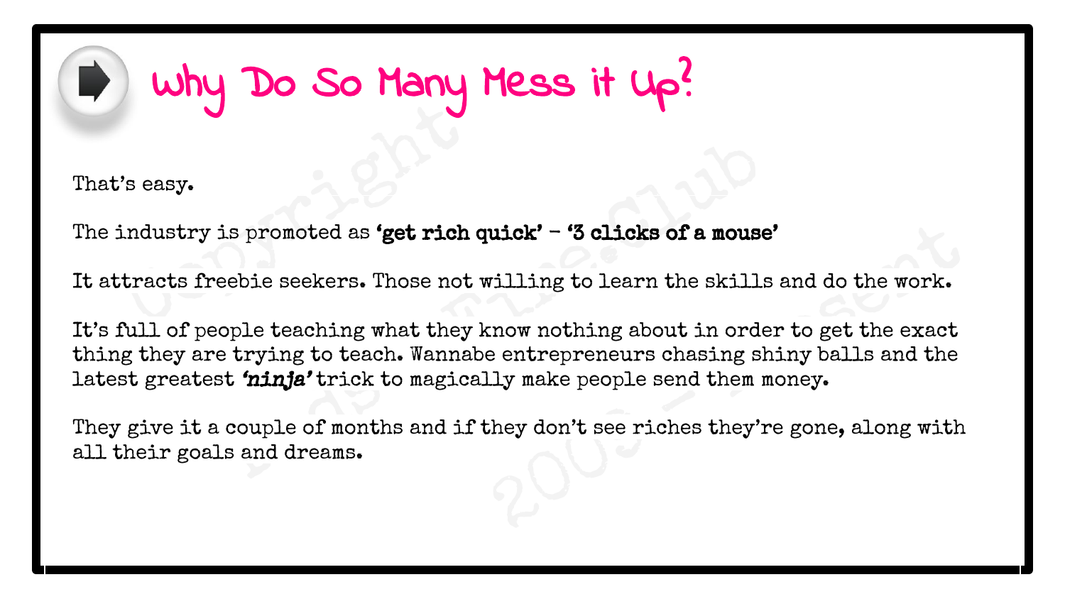# Why Do So Many Mess it Up?

That's easy.

The industry is promoted as **'get rich quick' – '3 clicks of a mouse'**

It attracts freebie seekers. Those not willing to learn the skills and do the work.

It's full of people teaching what they know nothing about in order to get the exact thing they are trying to teach. Wannabe entrepreneurs chasing shiny balls and the latest greatest ***'ninja'*** trick to magically make people send them money.

They give it a couple of months and if they don't see riches they're gone, along with all their goals and dreams.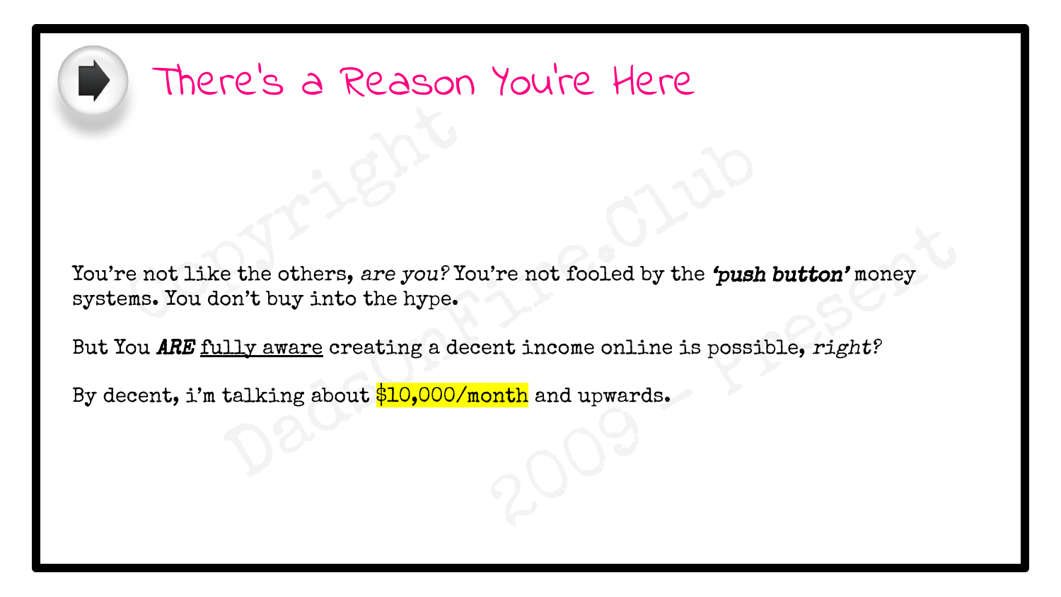# There's a Reason You're Here

You're not like the others, *are you?* You're not fooled by the ***'push button'*** money systems. You don't buy into the hype.

But You ***ARE*** fully aware creating a decent income online is possible, *right?*

By decent, i'm talking about $10,000/month and upwards.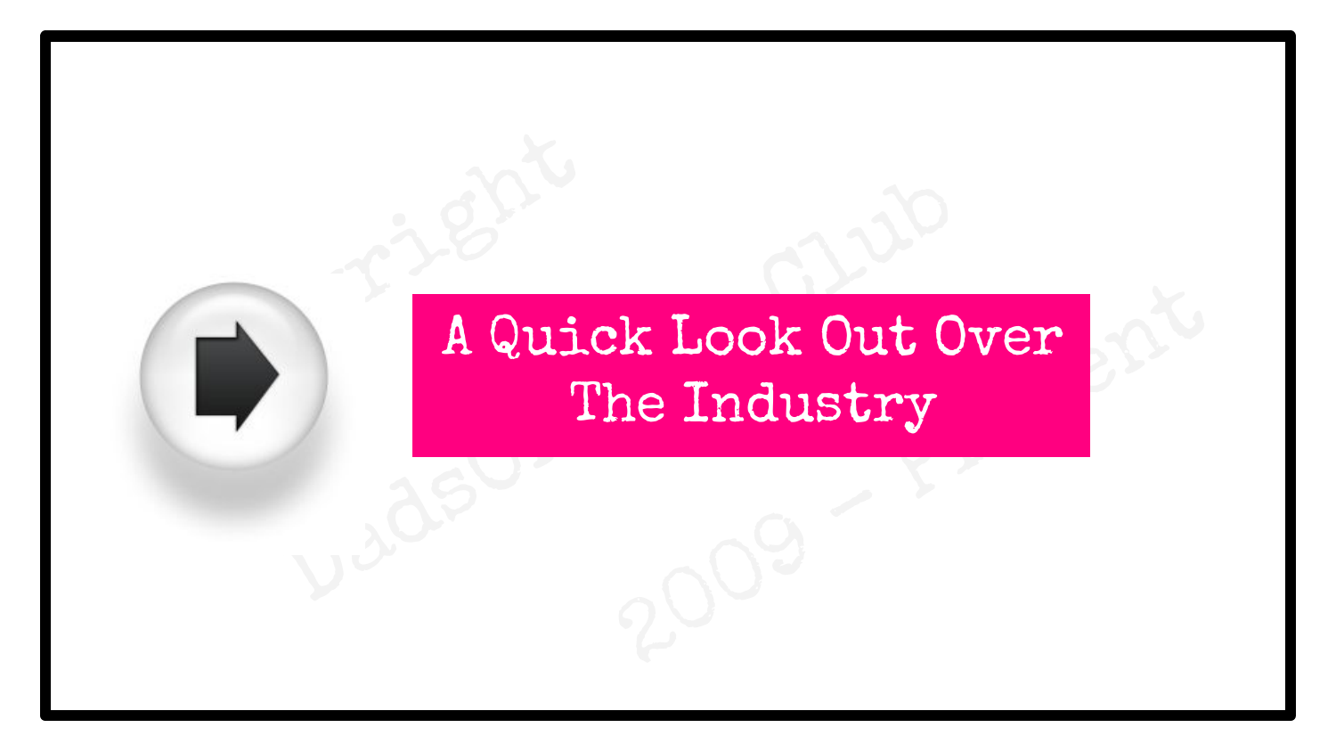# A Quick Look Out Over The Industry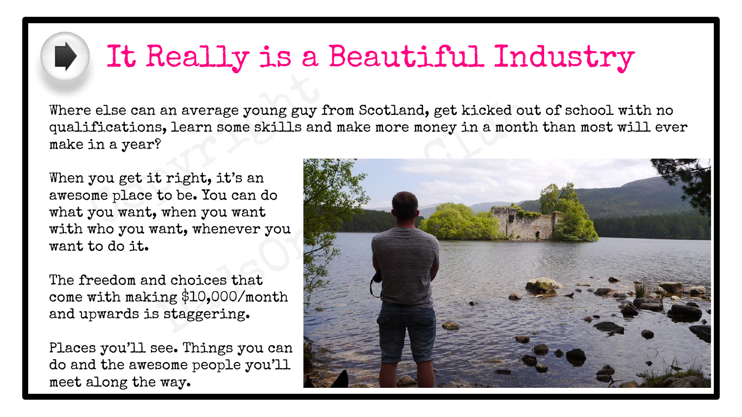# It Really is a Beautiful Industry

Where else can an average young guy from Scotland, get kicked out of school with no qualifications, learn some skills and make more money in a month than most will ever make in a year?

When you get it right, it's an awesome place to be. You can do what you want, when you want with who you want, whenever you want to do it.

The freedom and choices that come with making $10,000/month and upwards is staggering.

Places you'll see. Things you can do and the awesome people you'll meet along the way.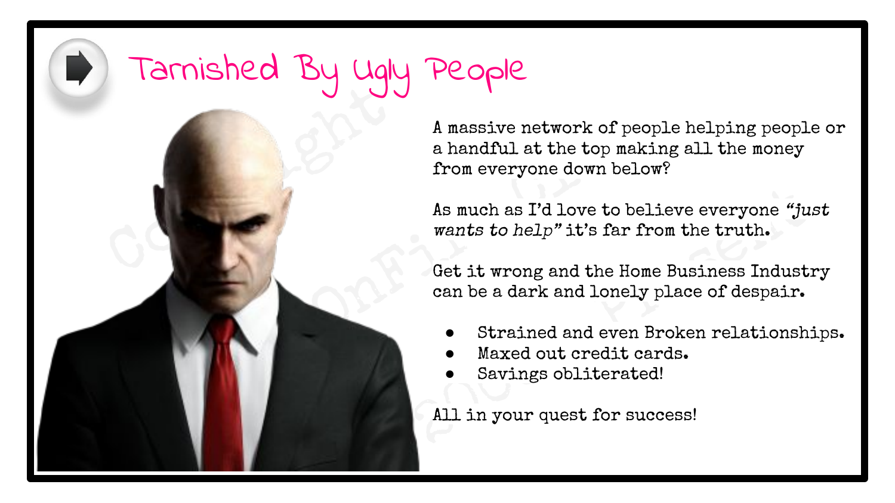# Tarnished By Ugly People

A massive network of people helping people or a handful at the top making all the money from everyone down below?

As much as I'd love to believe everyone *"just wants to help"* it's far from the truth.

Get it wrong and the Home Business Industry can be a dark and lonely place of despair.

- Strained and even Broken relationships.
- Maxed out credit cards.
- Savings obliterated!

All in your quest for success!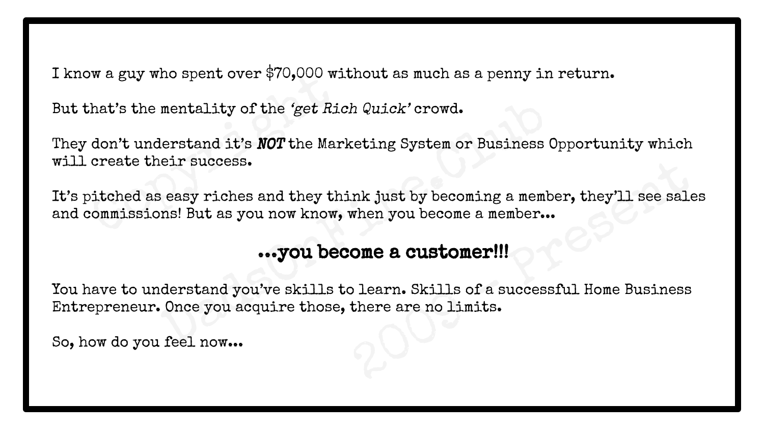I know a guy who spent over $70,000 without as much as a penny in return.

But that's the mentality of the *'get Rich Quick'* crowd.

They don't understand it's ***NOT*** the Marketing System or Business Opportunity which will create their success.

It's pitched as easy riches and they think just by becoming a member, they'll see sales and commissions! But as you now know, when you become a member...

**...you become a customer!!!**

You have to understand you've skills to learn. Skills of a successful Home Business Entrepreneur. Once you acquire those, there are no limits.

So, how do you feel now...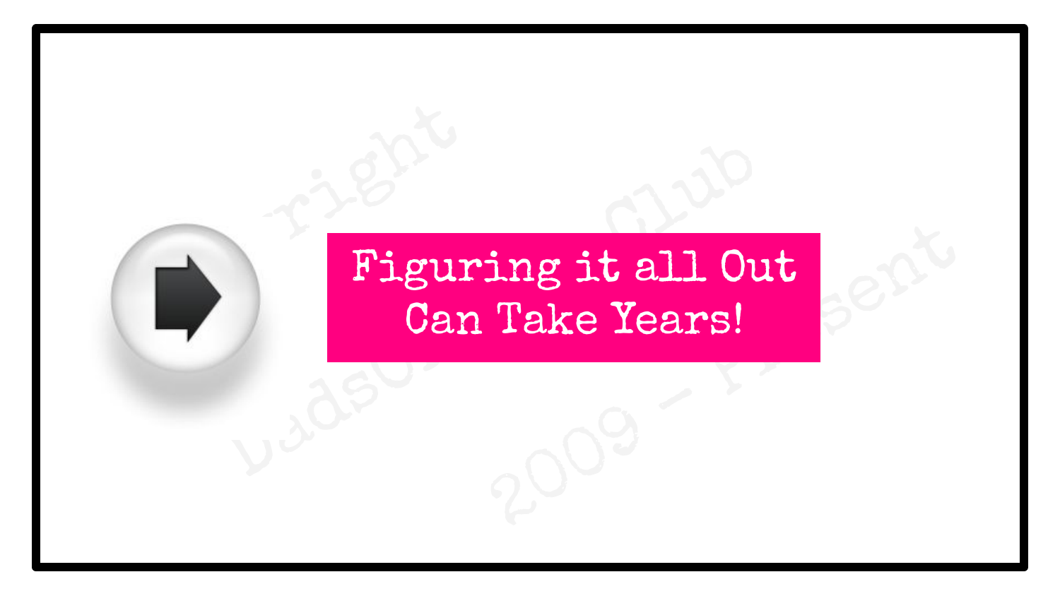Figuring it all Out Can Take Years!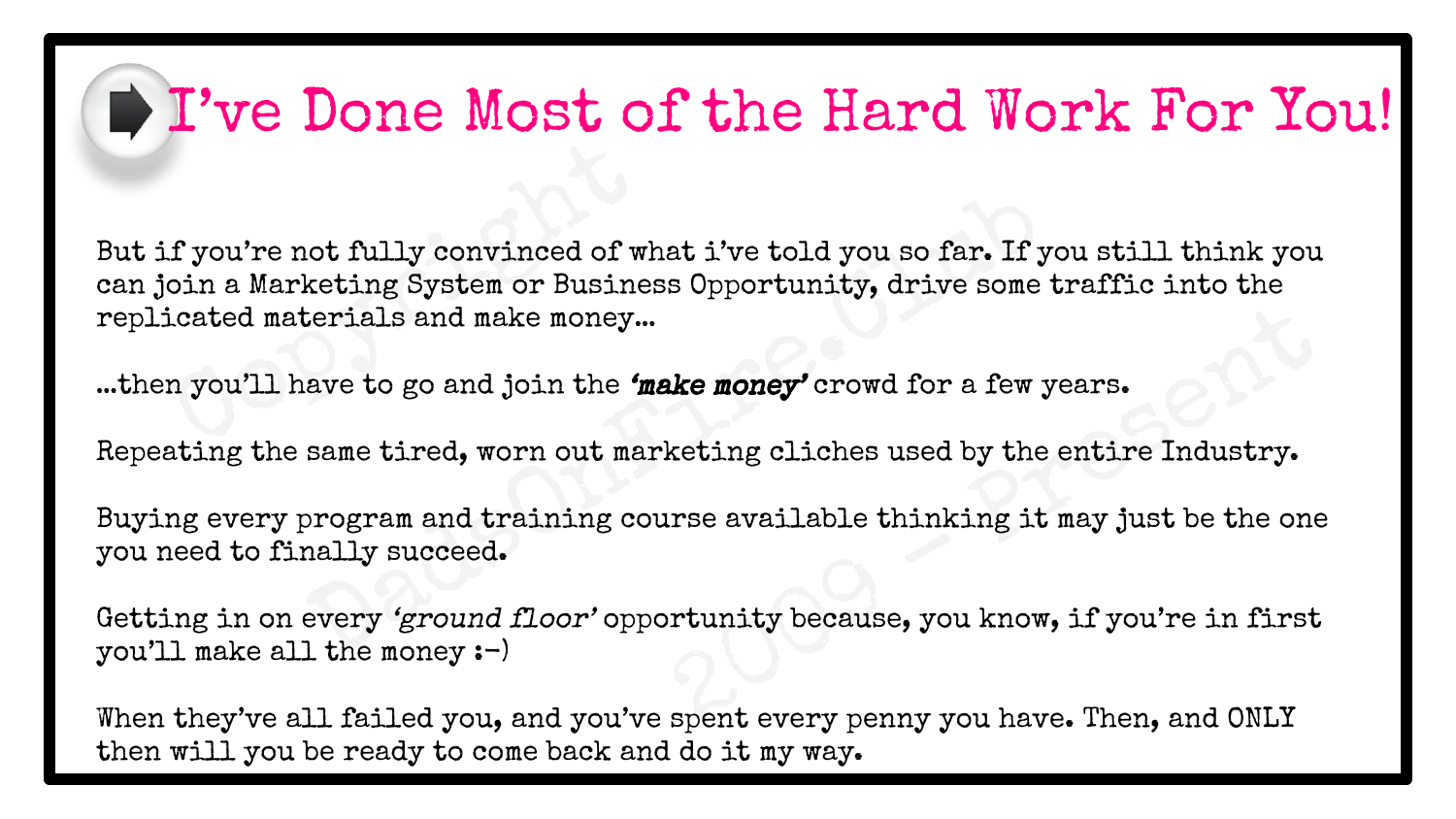# I've Done Most of the Hard Work For You!

But if you're not fully convinced of what i've told you so far. If you still think you can join a Marketing System or Business Opportunity, drive some traffic into the replicated materials and make money...

...then you'll have to go and join the ***'make money'*** crowd for a few years.

Repeating the same tired, worn out marketing cliches used by the entire Industry.

Buying every program and training course available thinking it may just be the one you need to finally succeed.

Getting in on every *'ground floor'* opportunity because, you know, if you're in first you'll make all the money :-)

When they've all failed you, and you've spent every penny you have. Then, and ONLY then will you be ready to come back and do it my way.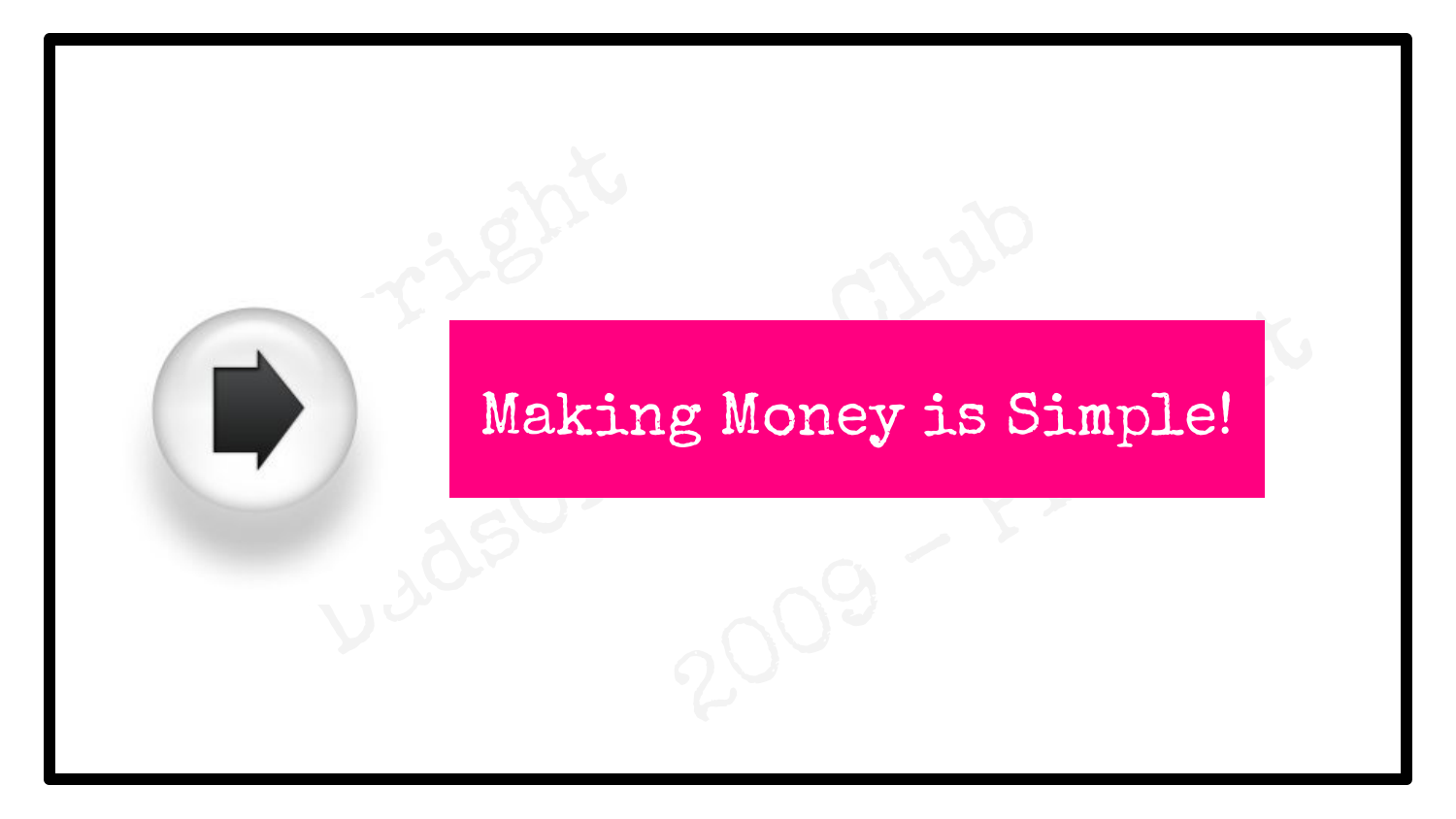Making Money is Simple!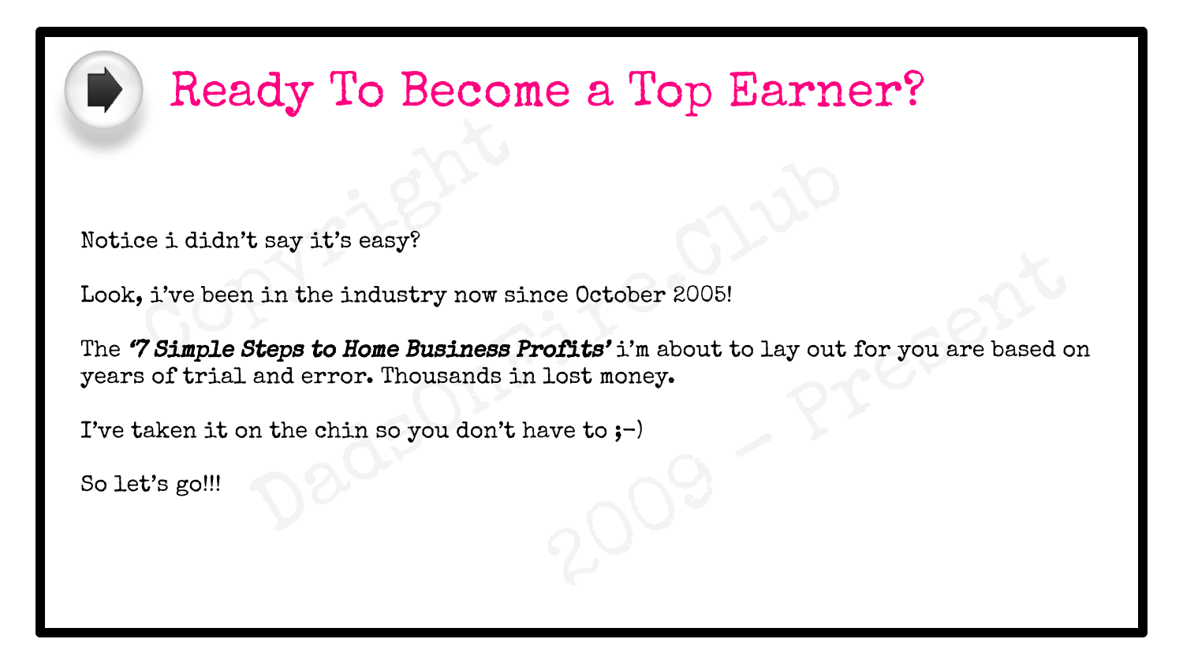# Ready To Become a Top Earner?

Notice i didn't say it's easy?

Look, i've been in the industry now since October 2005!

The ***'7 Simple Steps to Home Business Profits'*** i'm about to lay out for you are based on years of trial and error. Thousands in lost money.

I've taken it on the chin so you don't have to ;-)

So let's go!!!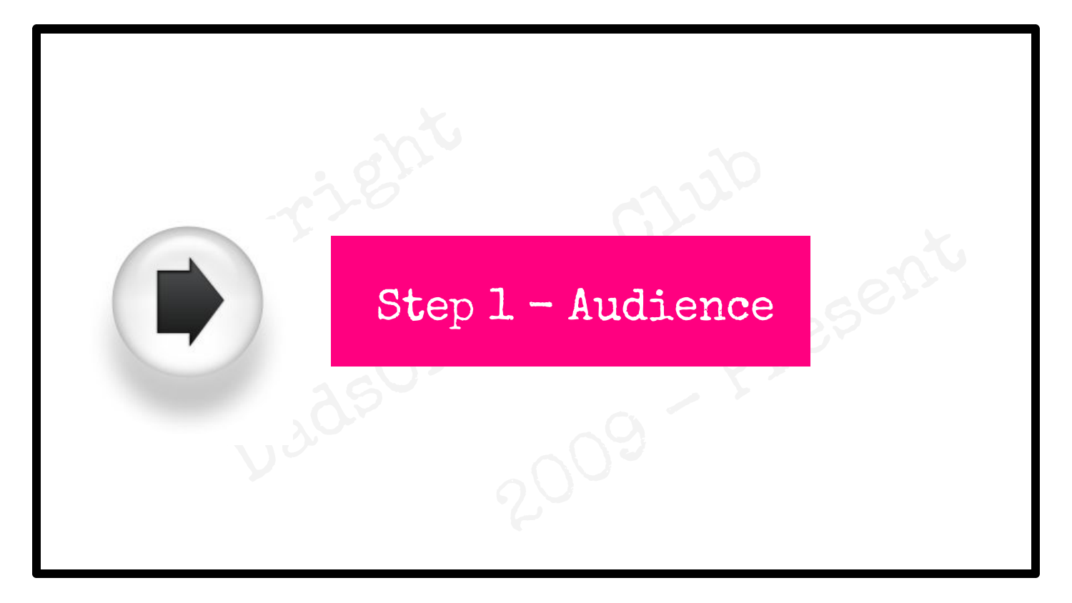# Step 1 - Audience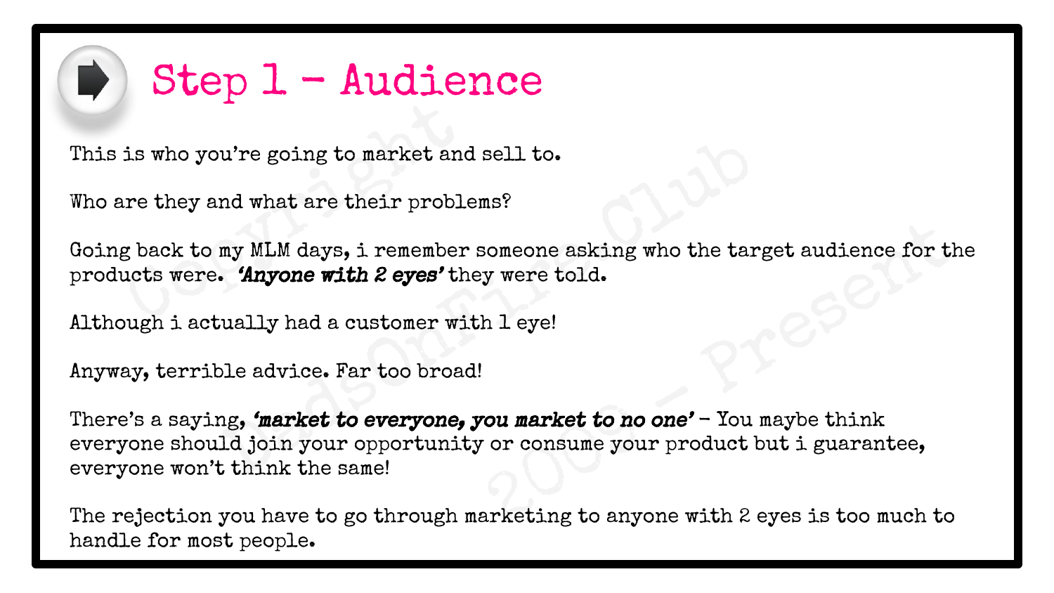# Step 1 – Audience

This is who you're going to market and sell to.

Who are they and what are their problems?

Going back to my MLM days, i remember someone asking who the target audience for the products were. ***'Anyone with 2 eyes'*** they were told.

Although i actually had a customer with 1 eye!

Anyway, terrible advice. Far too broad!

There's a saying, ***'market to everyone, you market to no one'*** – You maybe think everyone should join your opportunity or consume your product but i guarantee, everyone won't think the same!

The rejection you have to go through marketing to anyone with 2 eyes is too much to handle for most people.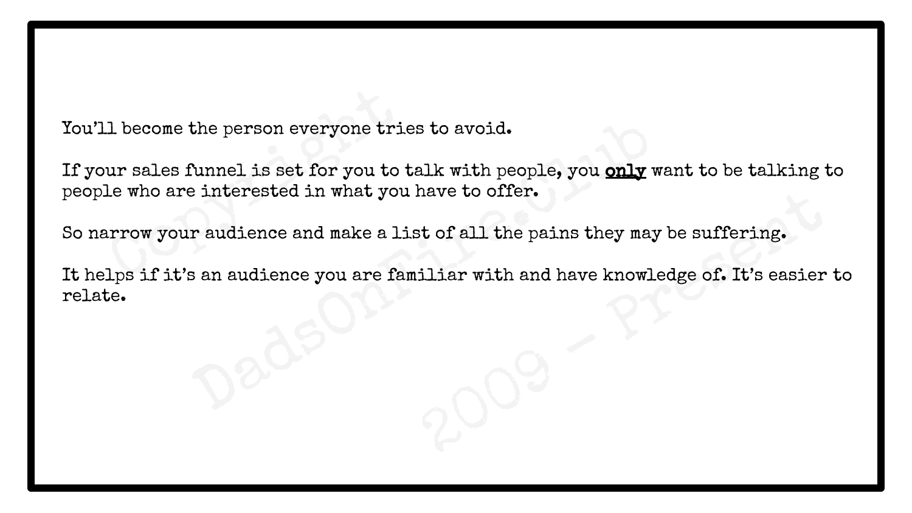You'll become the person everyone tries to avoid.

If your sales funnel is set for you to talk with people, you **<u>only</u>** want to be talking to people who are interested in what you have to offer.

So narrow your audience and make a list of all the pains they may be suffering.

It helps if it's an audience you are familiar with and have knowledge of. It's easier to relate.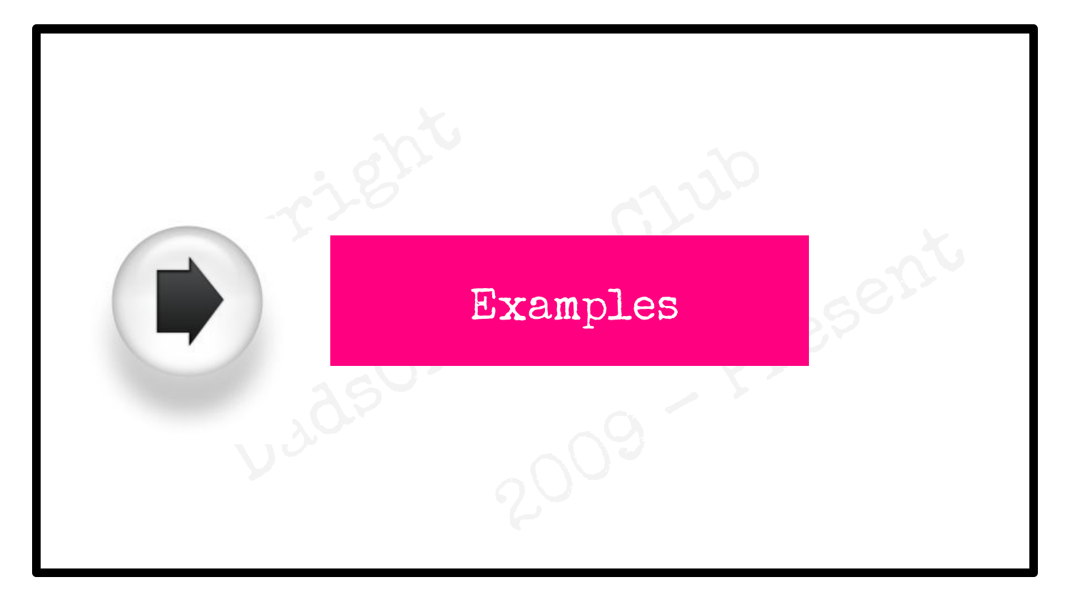# Examples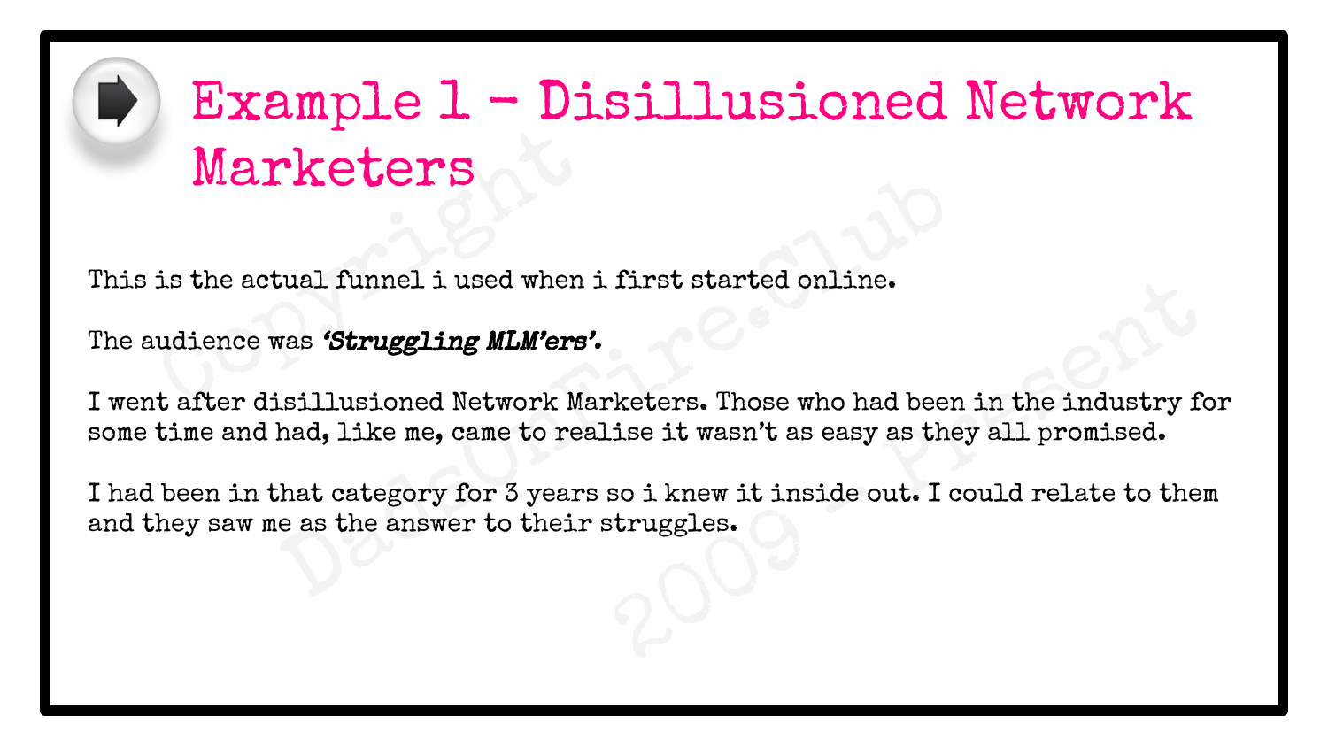# Example 1 - Disillusioned Network Marketers

This is the actual funnel i used when i first started online.

The audience was ***'Struggling MLM'ers'.***

I went after disillusioned Network Marketers. Those who had been in the industry for some time and had, like me, came to realise it wasn't as easy as they all promised.

I had been in that category for 3 years so i knew it inside out. I could relate to them and they saw me as the answer to their struggles.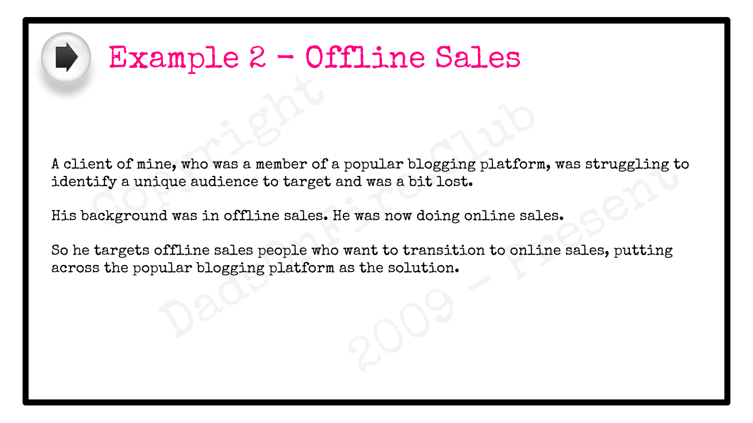# Example 2 – Offline Sales

A client of mine, who was a member of a popular blogging platform, was struggling to identify a unique audience to target and was a bit lost.

His background was in offline sales. He was now doing online sales.

So he targets offline sales people who want to transition to online sales, putting across the popular blogging platform as the solution.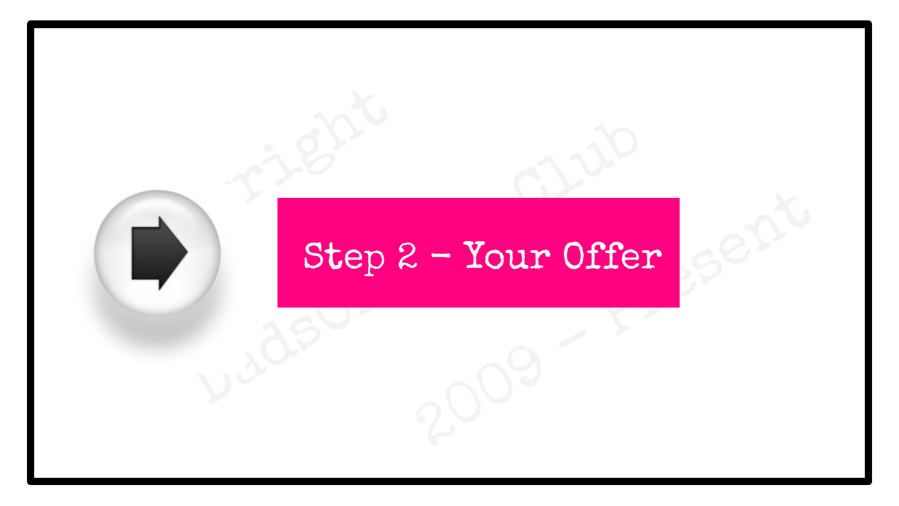# Step 2 - Your Offer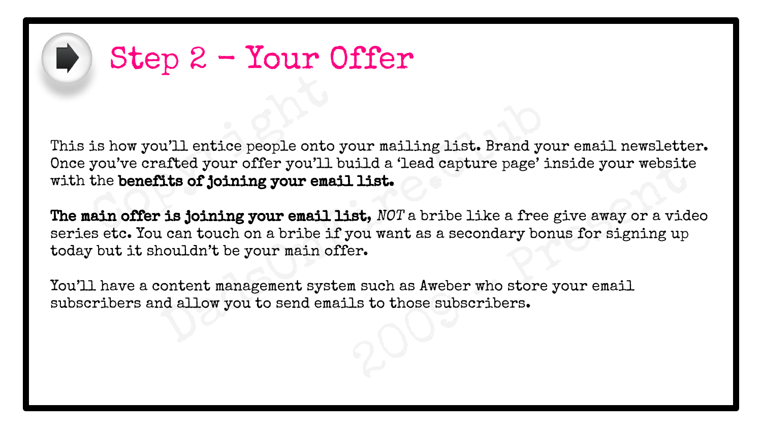# Step 2 – Your Offer

This is how you'll entice people onto your mailing list. Brand your email newsletter. Once you've crafted your offer you'll build a 'lead capture page' inside your website with the **benefits of joining your email list.**

**The main offer is joining your email list,** *NOT* a bribe like a free give away or a video series etc. You can touch on a bribe if you want as a secondary bonus for signing up today but it shouldn't be your main offer.

You'll have a content management system such as Aweber who store your email subscribers and allow you to send emails to those subscribers.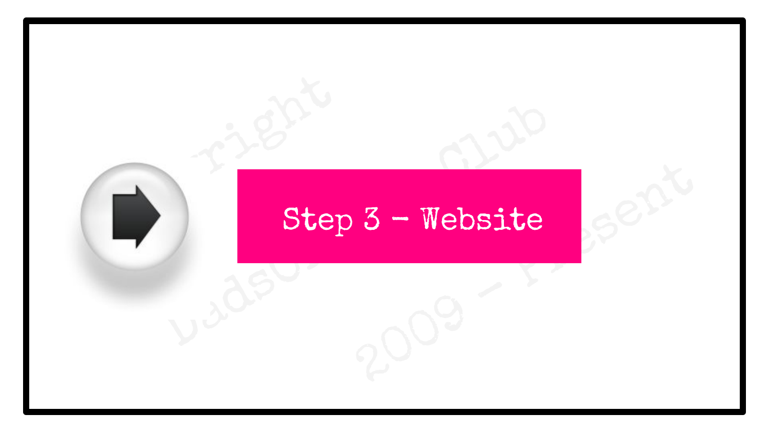# Step 3 - Website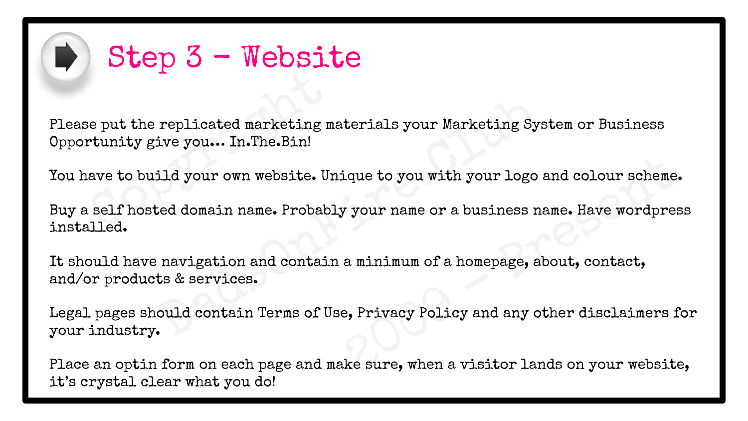# Step 3 - Website

Please put the replicated marketing materials your Marketing System or Business Opportunity give you... In.The.Bin!

You have to build your own website. Unique to you with your logo and colour scheme.

Buy a self hosted domain name. Probably your name or a business name. Have wordpress installed.

It should have navigation and contain a minimum of a homepage, about, contact, and/or products & services.

Legal pages should contain Terms of Use, Privacy Policy and any other disclaimers for your industry.

Place an optin form on each page and make sure, when a visitor lands on your website, it's crystal clear what you do!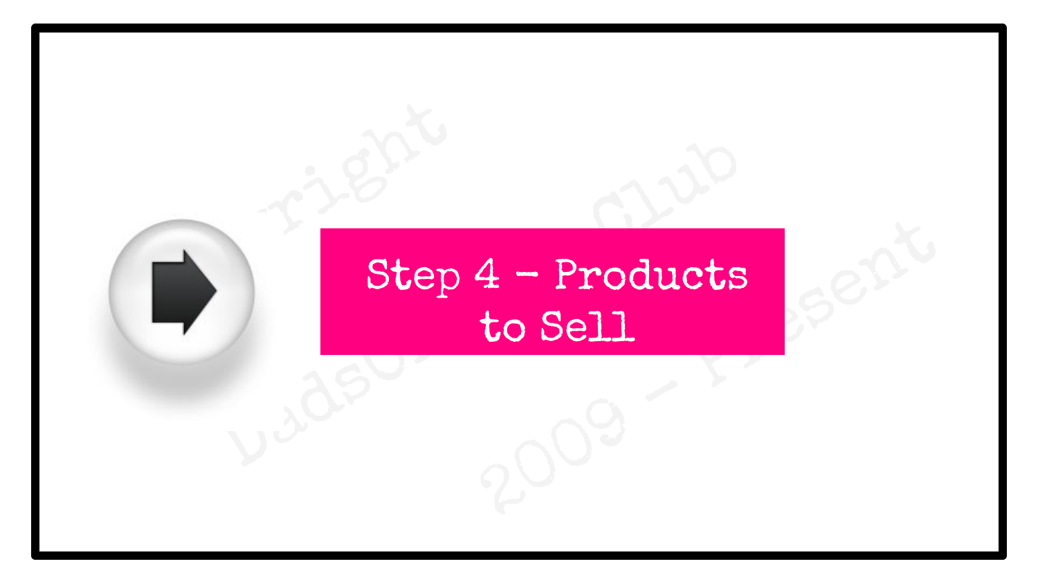# Step 4 – Products to Sell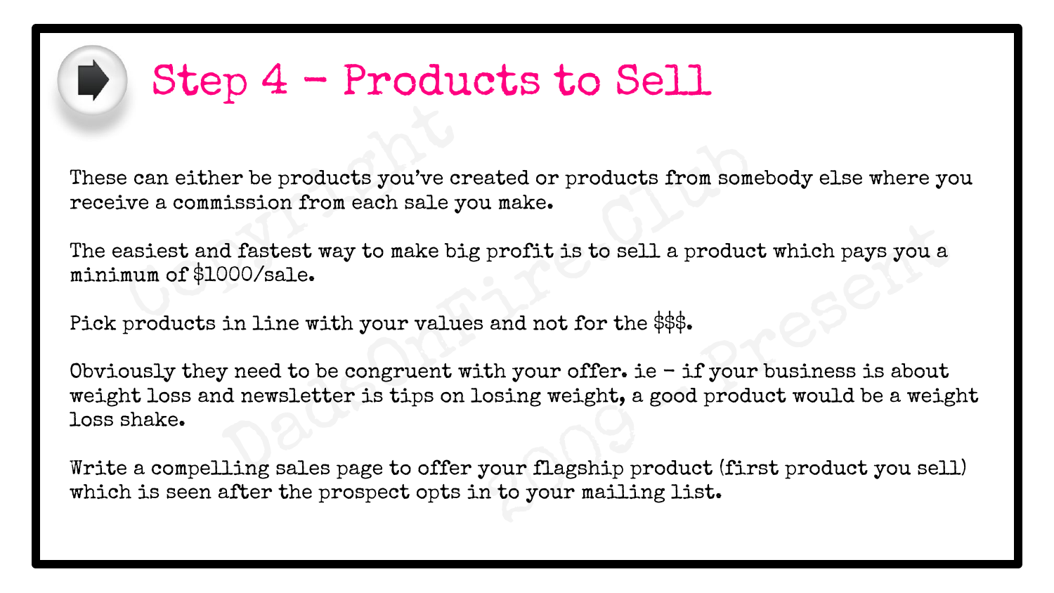# Step 4 - Products to Sell

These can either be products you've created or products from somebody else where you receive a commission from each sale you make.

The easiest and fastest way to make big profit is to sell a product which pays you a minimum of $1000/sale.

Pick products in line with your values and not for the $$$.

Obviously they need to be congruent with your offer. ie - if your business is about weight loss and newsletter is tips on losing weight, a good product would be a weight loss shake.

Write a compelling sales page to offer your flagship product (first product you sell) which is seen after the prospect opts in to your mailing list.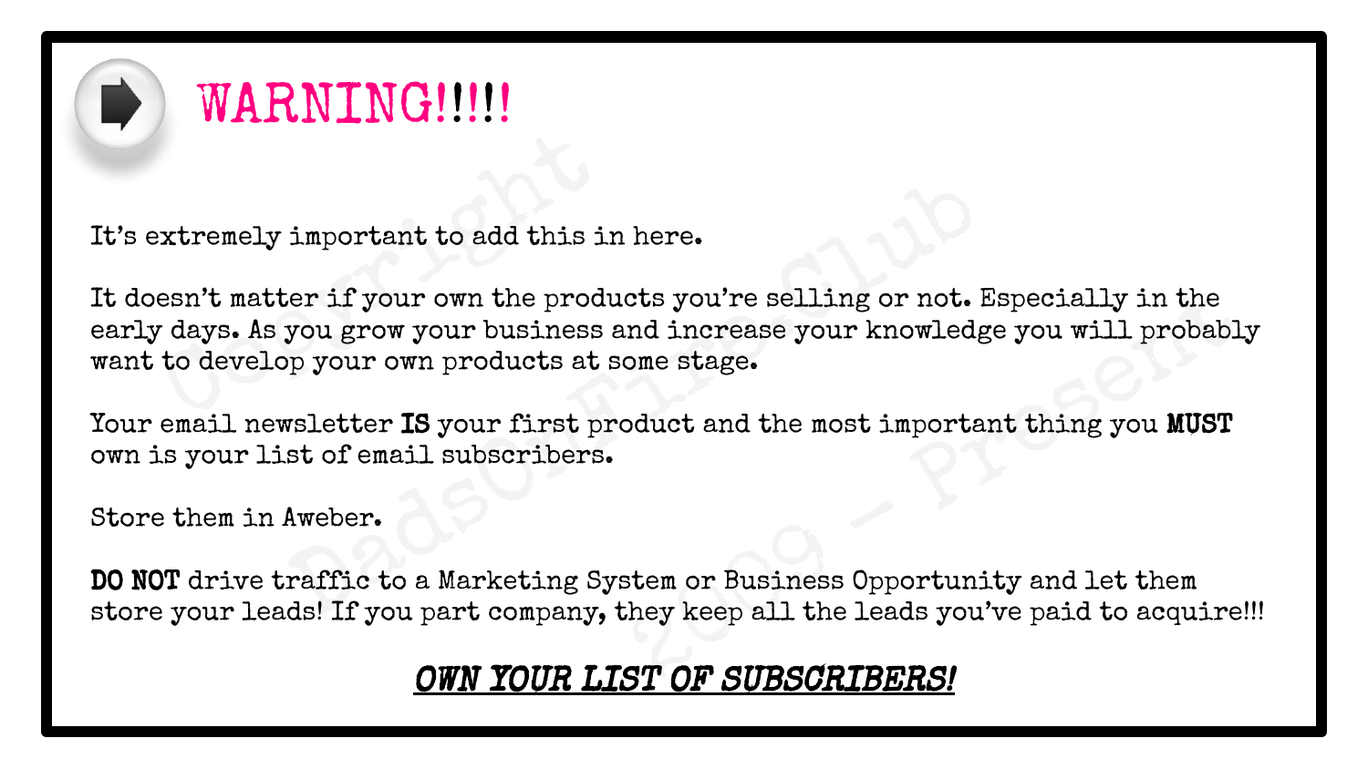# WARNING!!!!!

It's extremely important to add this in here.

It doesn't matter if your own the products you're selling or not. Especially in the early days. As you grow your business and increase your knowledge you will probably want to develop your own products at some stage.

Your email newsletter **IS** your first product and the most important thing you **MUST** own is your list of email subscribers.

Store them in Aweber.

**DO NOT** drive traffic to a Marketing System or Business Opportunity and let them store your leads! If you part company, they keep all the leads you've paid to acquire!!!

***OWN YOUR LIST OF SUBSCRIBERS!***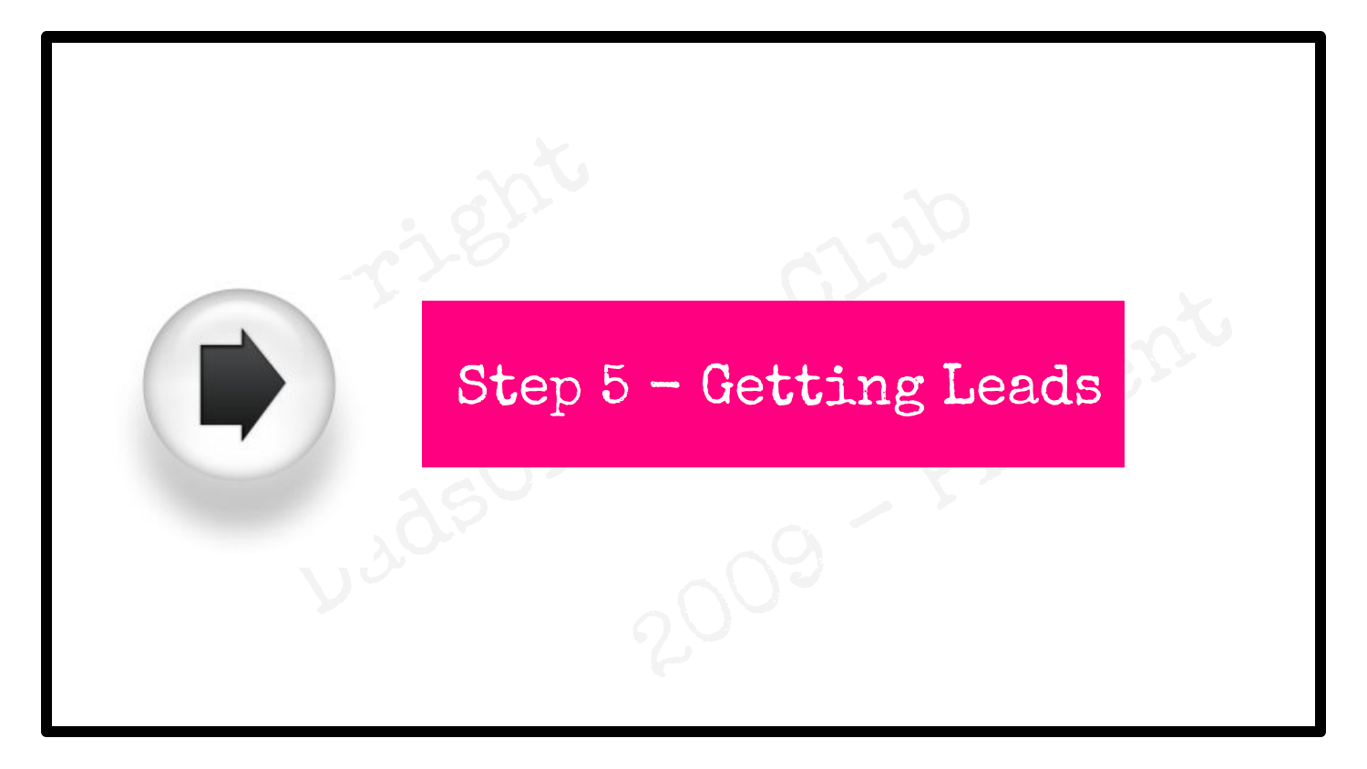# Step 5 – Getting Leads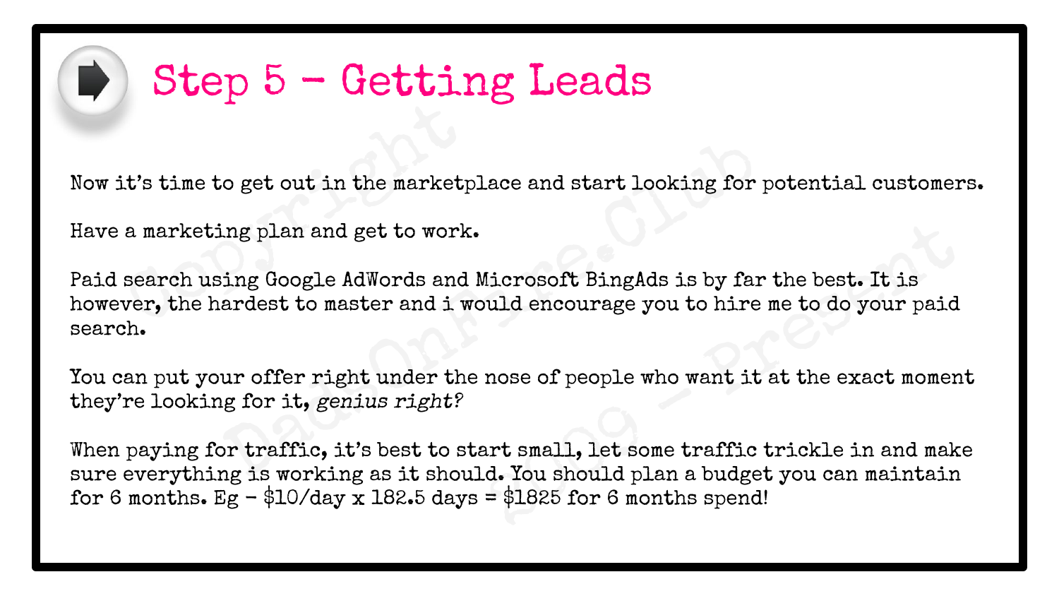# Step 5 - Getting Leads

Now it's time to get out in the marketplace and start looking for potential customers.

Have a marketing plan and get to work.

Paid search using Google AdWords and Microsoft BingAds is by far the best. It is however, the hardest to master and i would encourage you to hire me to do your paid search.

You can put your offer right under the nose of people who want it at the exact moment they're looking for it, *genius right?*

When paying for traffic, it's best to start small, let some traffic trickle in and make sure everything is working as it should. You should plan a budget you can maintain for 6 months. Eg - $10/day x 182.5 days = $1825 for 6 months spend!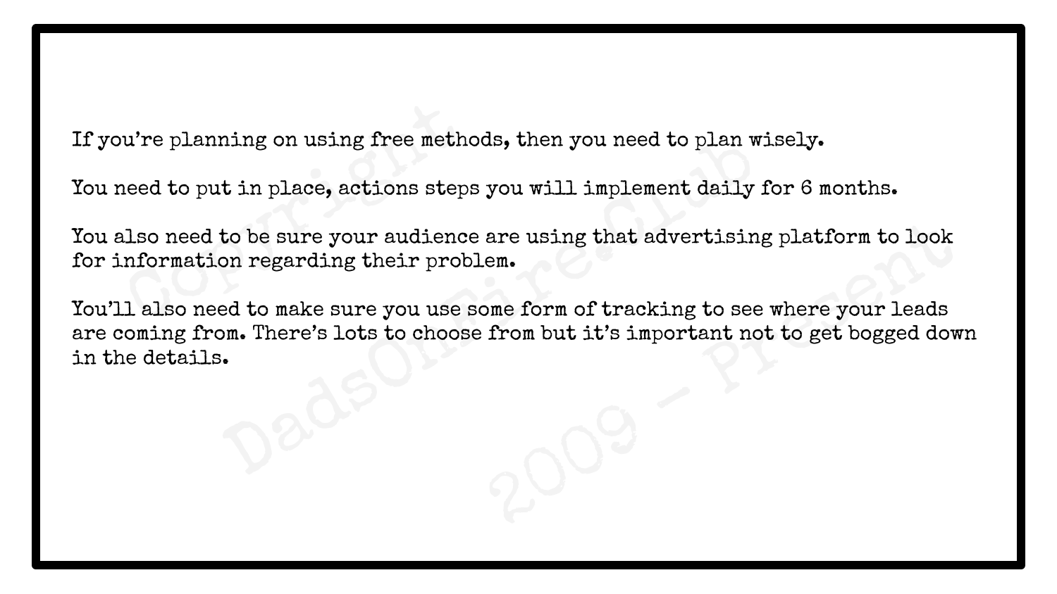If you're planning on using free methods, then you need to plan wisely.

You need to put in place, actions steps you will implement daily for 6 months.

You also need to be sure your audience are using that advertising platform to look for information regarding their problem.

You'll also need to make sure you use some form of tracking to see where your leads are coming from. There's lots to choose from but it's important not to get bogged down in the details.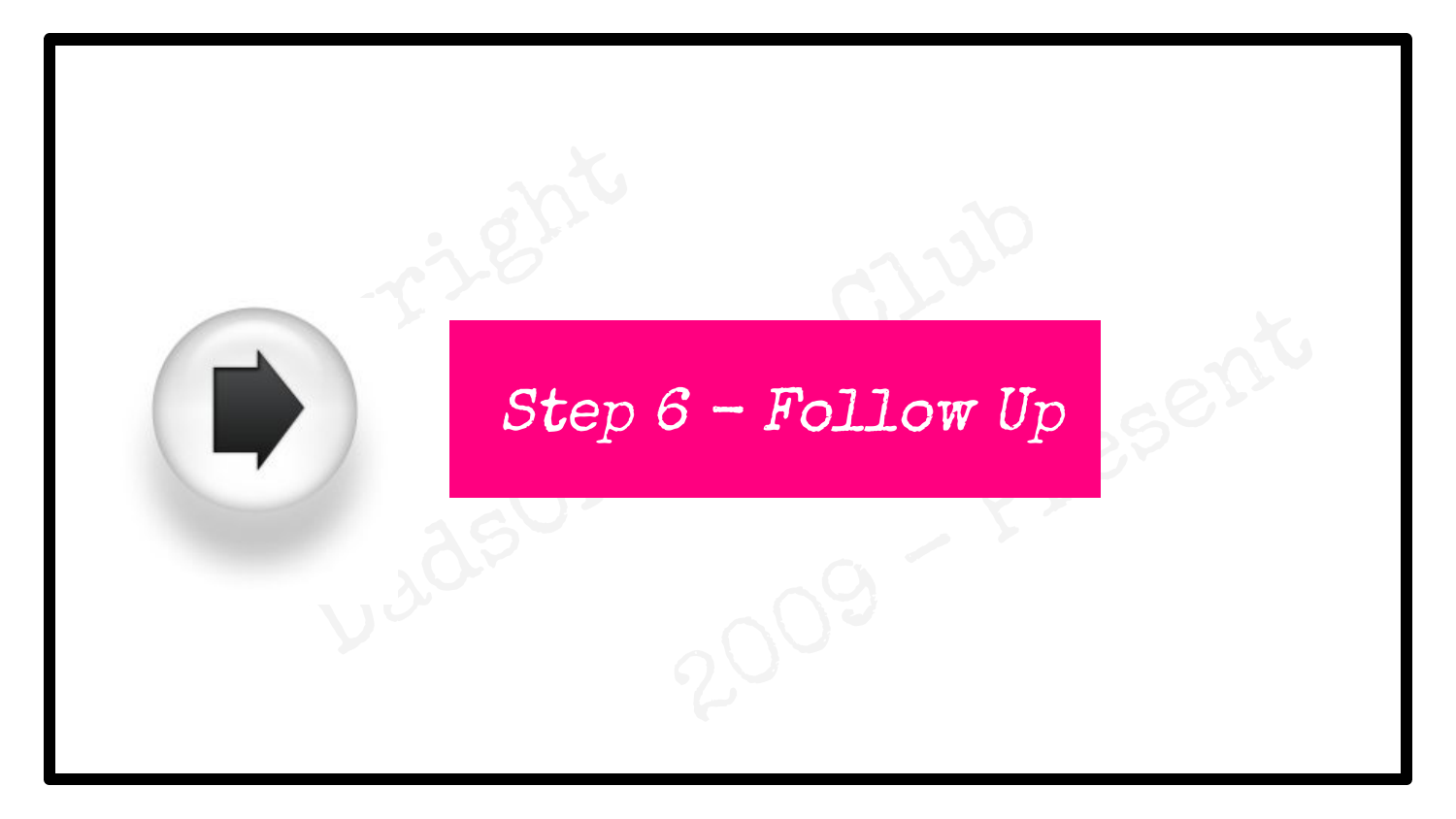# Step 6 – Follow Up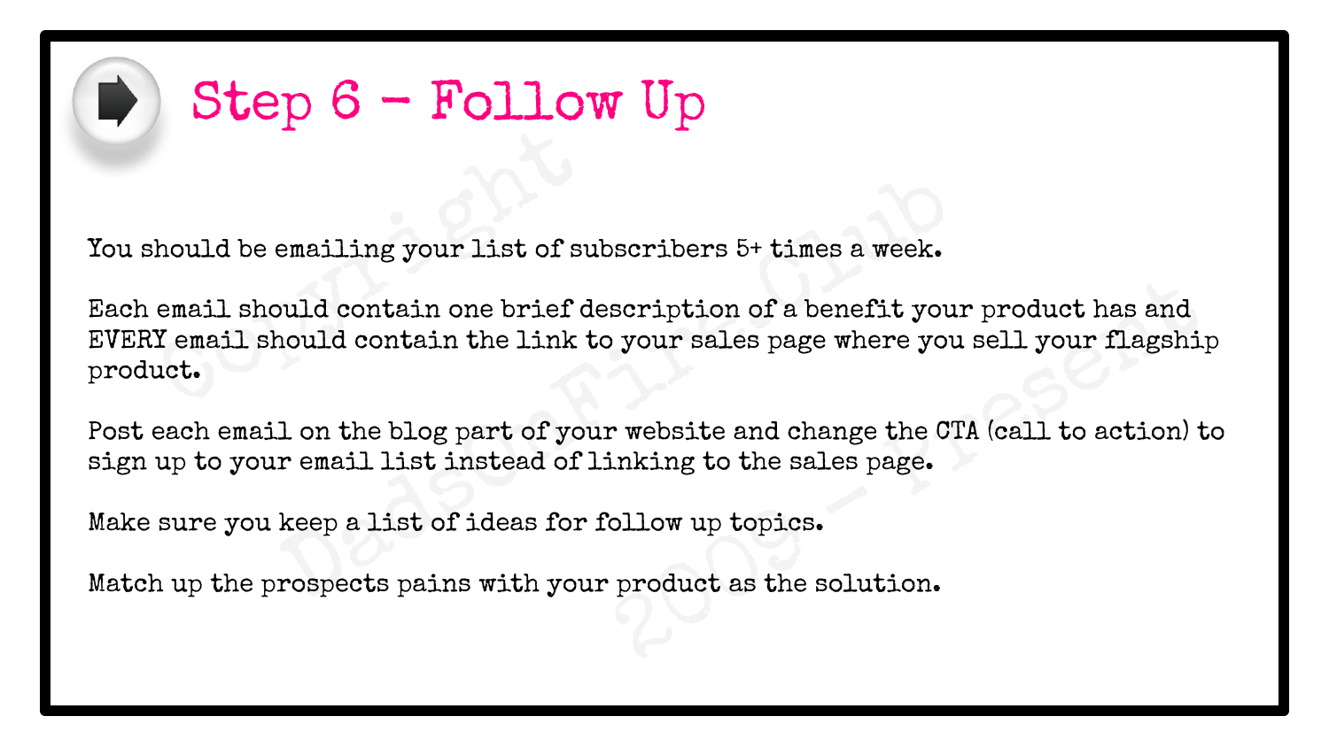# Step 6 - Follow Up

You should be emailing your list of subscribers 5+ times a week.

Each email should contain one brief description of a benefit your product has and EVERY email should contain the link to your sales page where you sell your flagship product.

Post each email on the blog part of your website and change the CTA (call to action) to sign up to your email list instead of linking to the sales page.

Make sure you keep a list of ideas for follow up topics.

Match up the prospects pains with your product as the solution.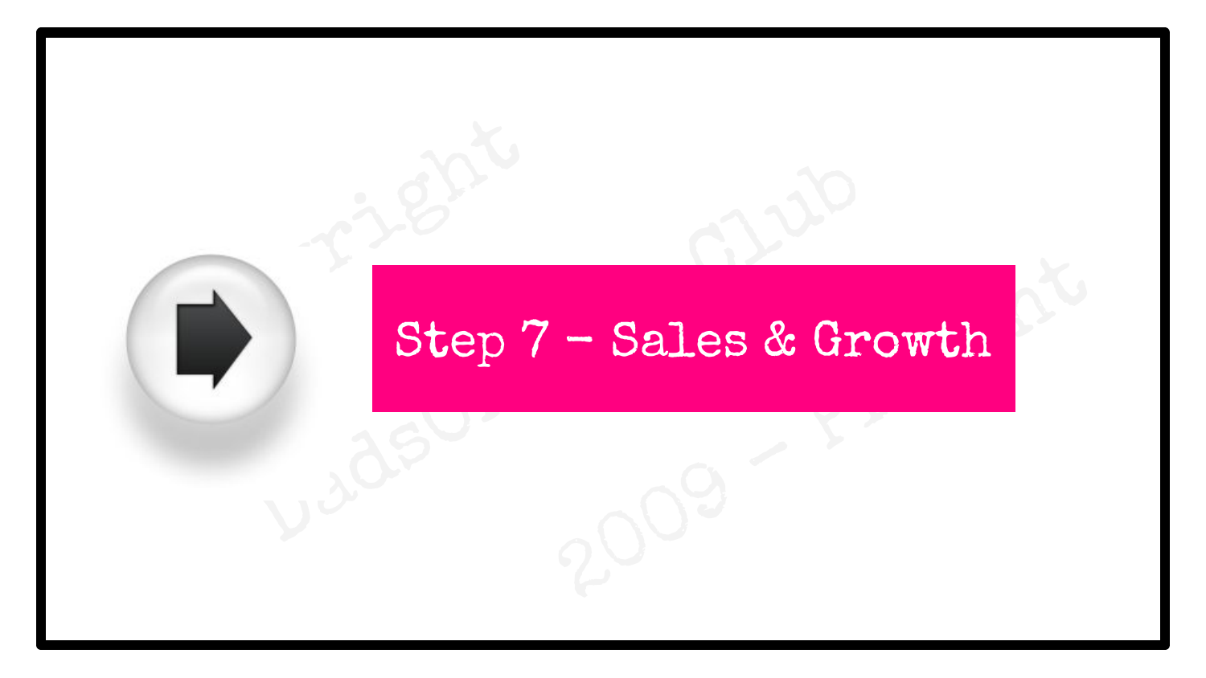# Step 7 - Sales & Growth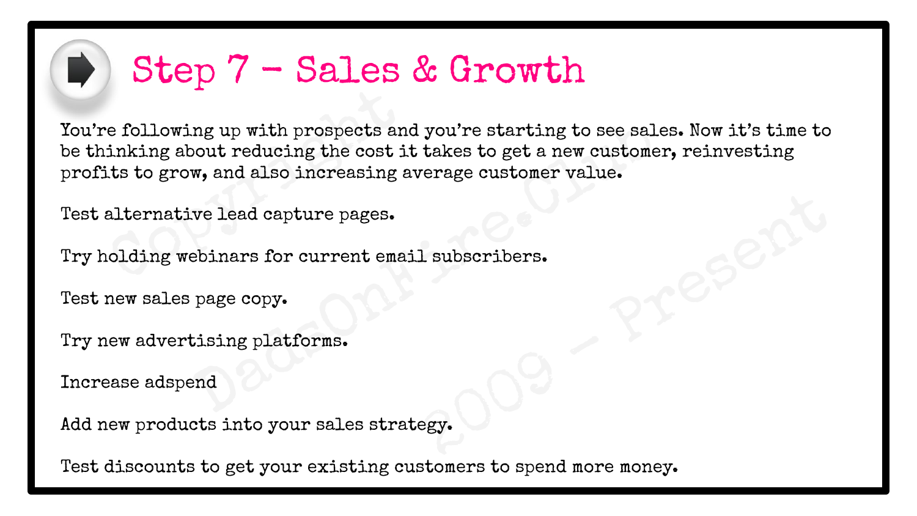# Step 7 - Sales & Growth

You're following up with prospects and you're starting to see sales. Now it's time to be thinking about reducing the cost it takes to get a new customer, reinvesting profits to grow, and also increasing average customer value.

Test alternative lead capture pages.

Try holding webinars for current email subscribers.

Test new sales page copy.

Try new advertising platforms.

Increase adspend

Add new products into your sales strategy.

Test discounts to get your existing customers to spend more money.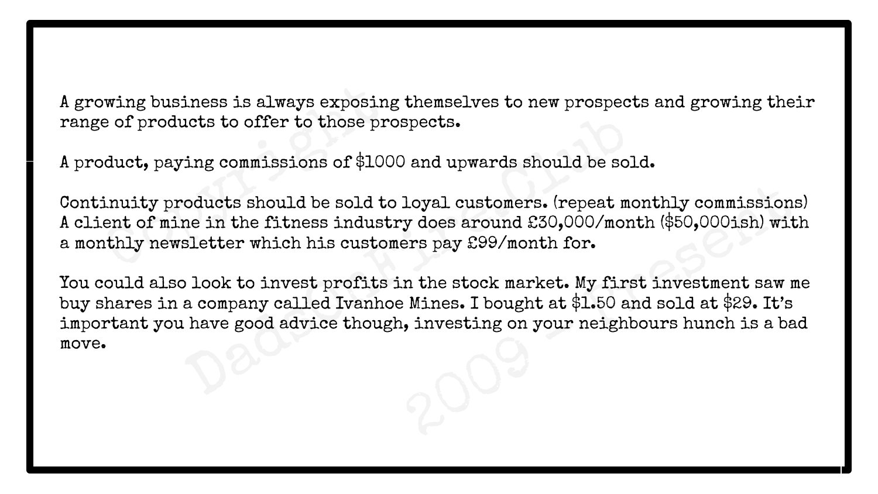A growing business is always exposing themselves to new prospects and growing their range of products to offer to those prospects.

A product, paying commissions of $1000 and upwards should be sold.

Continuity products should be sold to loyal customers. (repeat monthly commissions) A client of mine in the fitness industry does around £30,000/month ($50,000ish) with a monthly newsletter which his customers pay £99/month for.

You could also look to invest profits in the stock market. My first investment saw me buy shares in a company called Ivanhoe Mines. I bought at $1.50 and sold at $29. It's important you have good advice though, investing on your neighbours hunch is a bad move.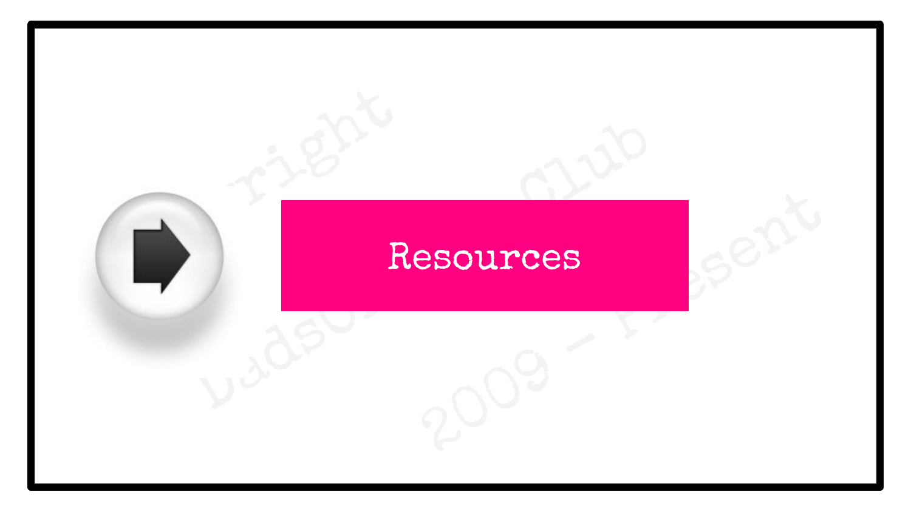# Resources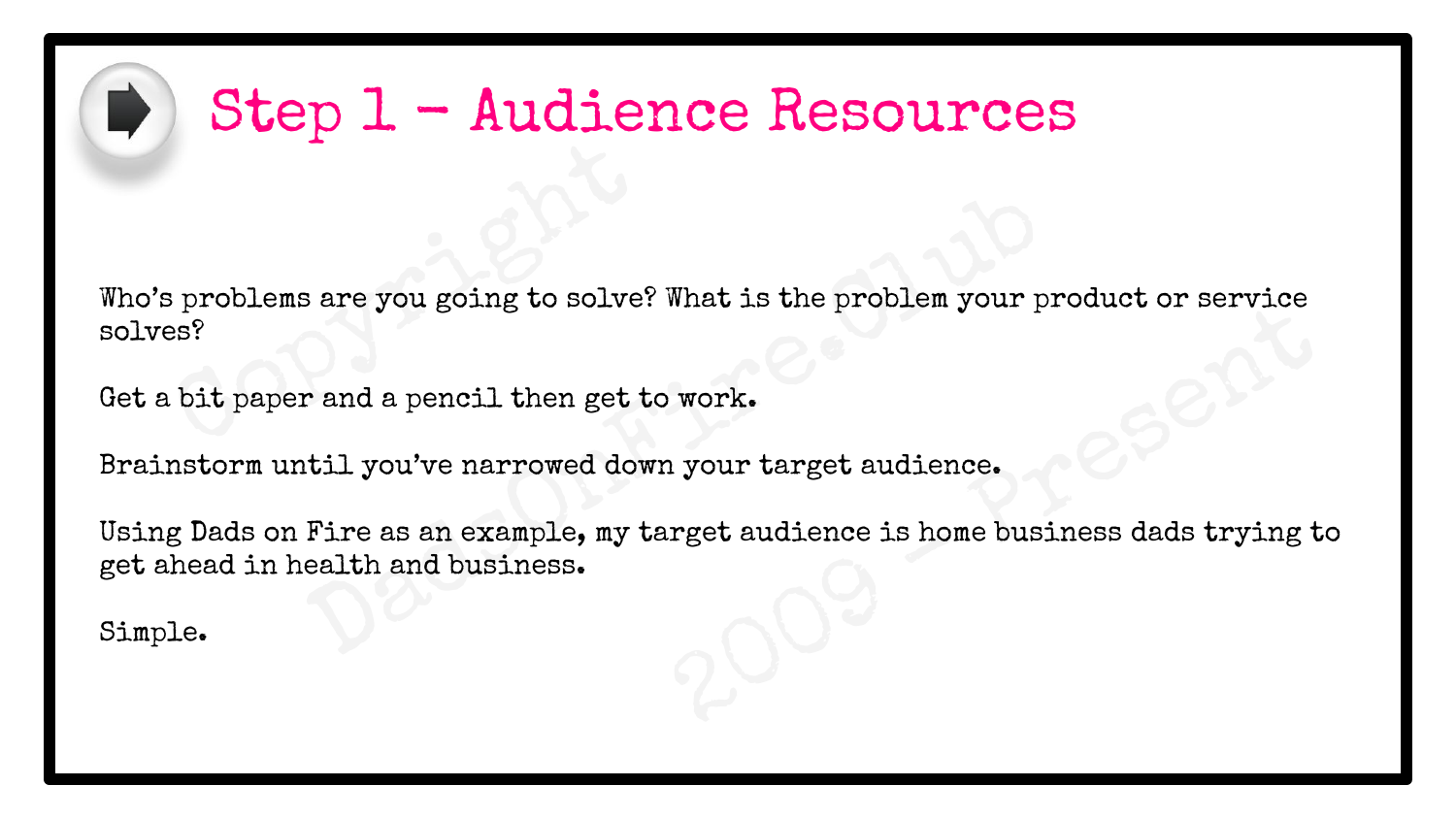# Step 1 – Audience Resources

Who's problems are you going to solve? What is the problem your product or service solves?

Get a bit paper and a pencil then get to work.

Brainstorm until you've narrowed down your target audience.

Using Dads on Fire as an example, my target audience is home business dads trying to get ahead in health and business.

Simple.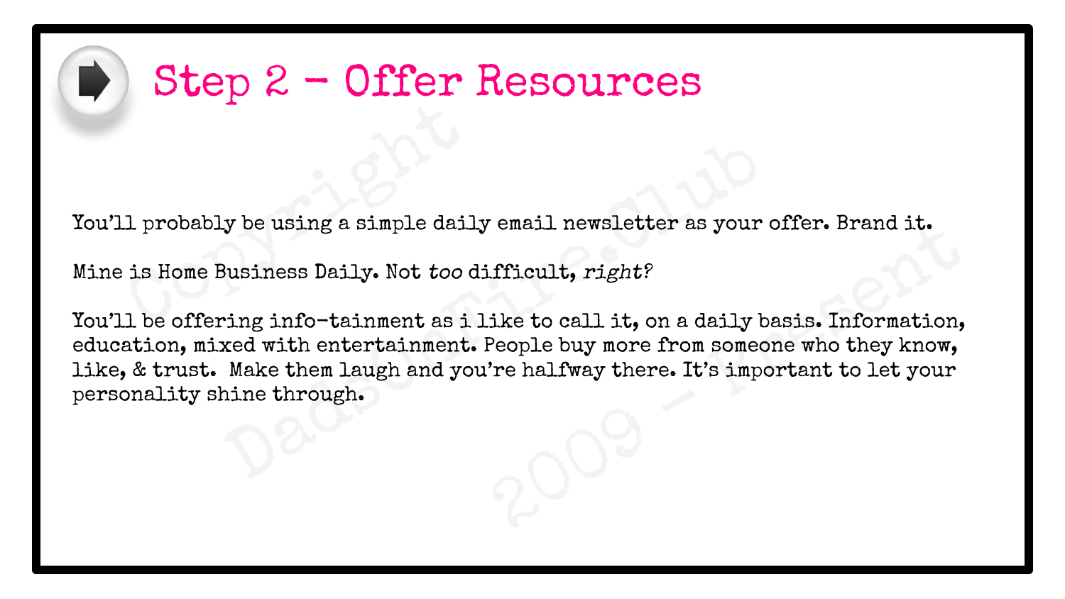# Step 2 - Offer Resources

You'll probably be using a simple daily email newsletter as your offer. Brand it.

Mine is Home Business Daily. Not *too* difficult, *right?*

You'll be offering info-tainment as i like to call it, on a daily basis. Information, education, mixed with entertainment. People buy more from someone who they know, like, & trust. Make them laugh and you're halfway there. It's important to let your personality shine through.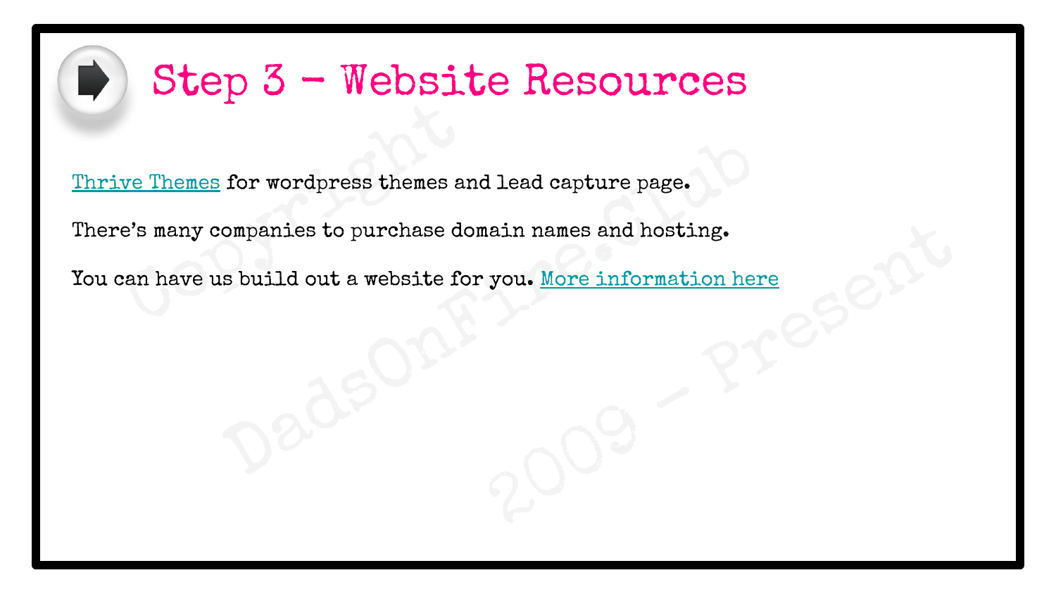# Step 3 – Website Resources

Thrive Themes for wordpress themes and lead capture page.

There's many companies to purchase domain names and hosting.

You can have us build out a website for you. More information here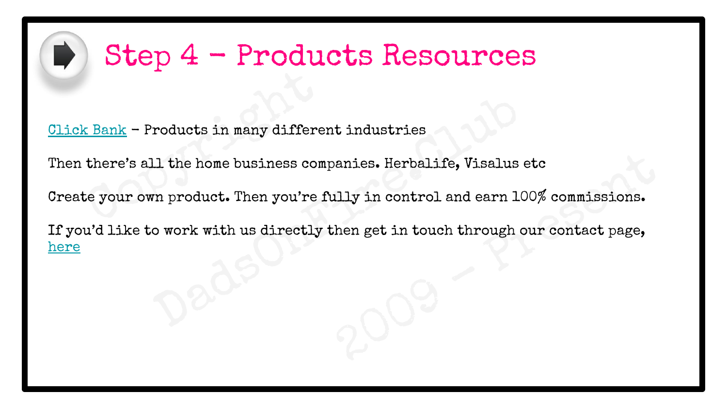# Step 4 – Products Resources

Click Bank – Products in many different industries

Then there's all the home business companies. Herbalife, Visalus etc

Create your own product. Then you're fully in control and earn 100% commissions.

If you'd like to work with us directly then get in touch through our contact page, here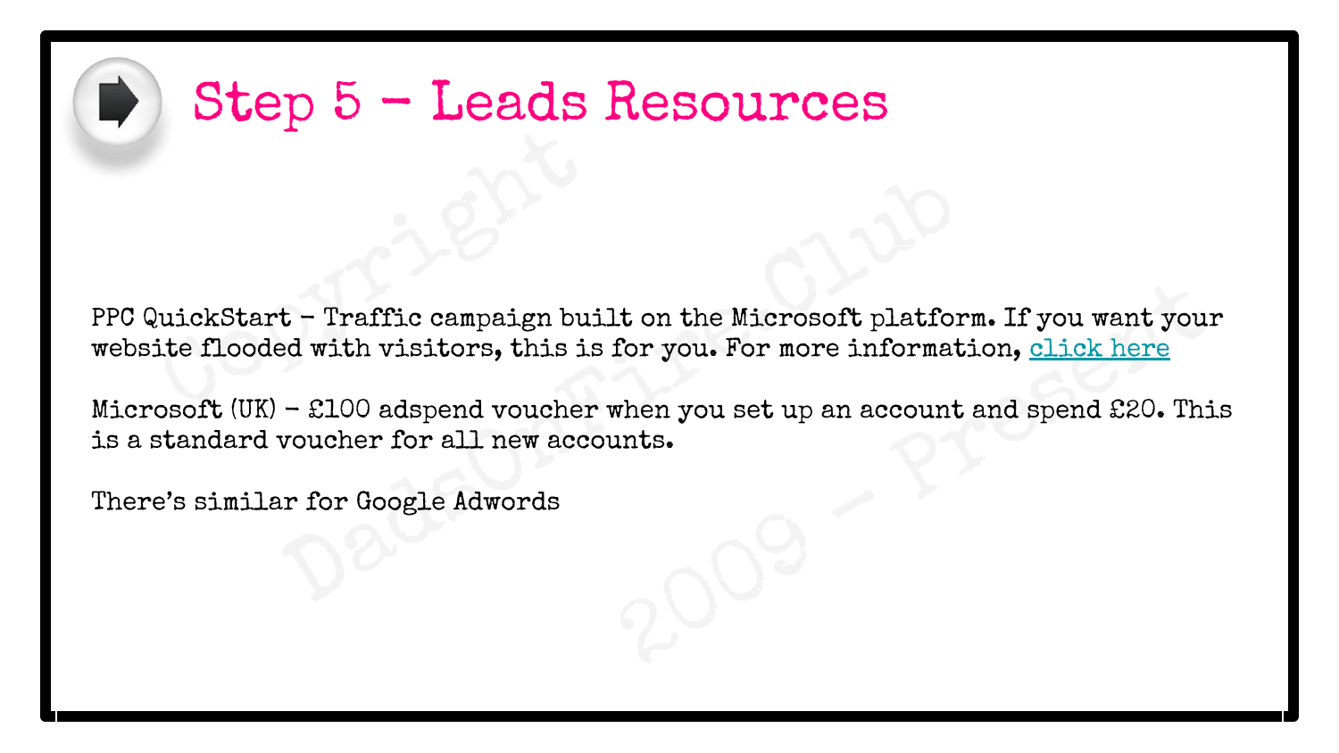# Step 5 – Leads Resources

PPC QuickStart – Traffic campaign built on the Microsoft platform. If you want your website flooded with visitors, this is for you. For more information, click here

Microsoft (UK) – £100 adspend voucher when you set up an account and spend £20. This is a standard voucher for all new accounts.

There's similar for Google Adwords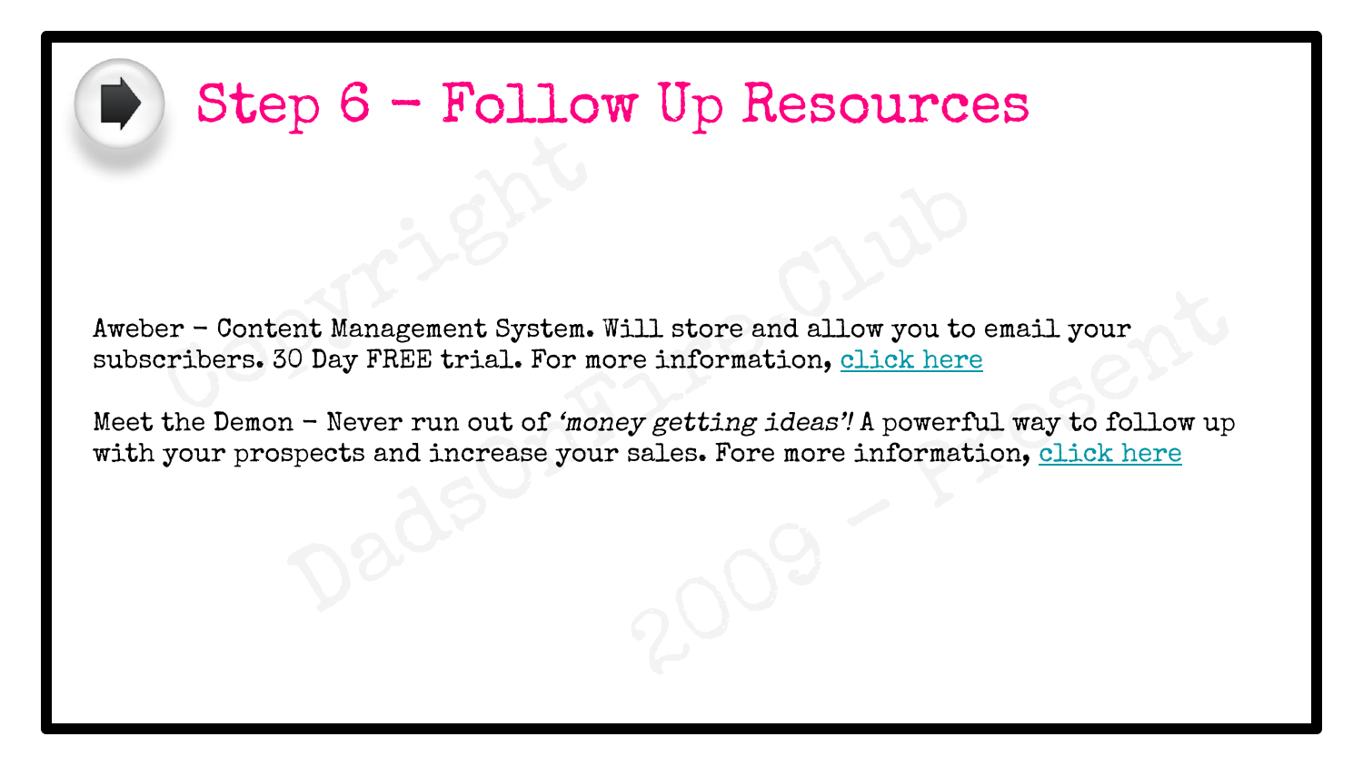# Step 6 – Follow Up Resources

Aweber – Content Management System. Will store and allow you to email your subscribers. 30 Day FREE trial. For more information, click here

Meet the Demon – Never run out of *'money getting ideas'!* A powerful way to follow up with your prospects and increase your sales. Fore more information, click here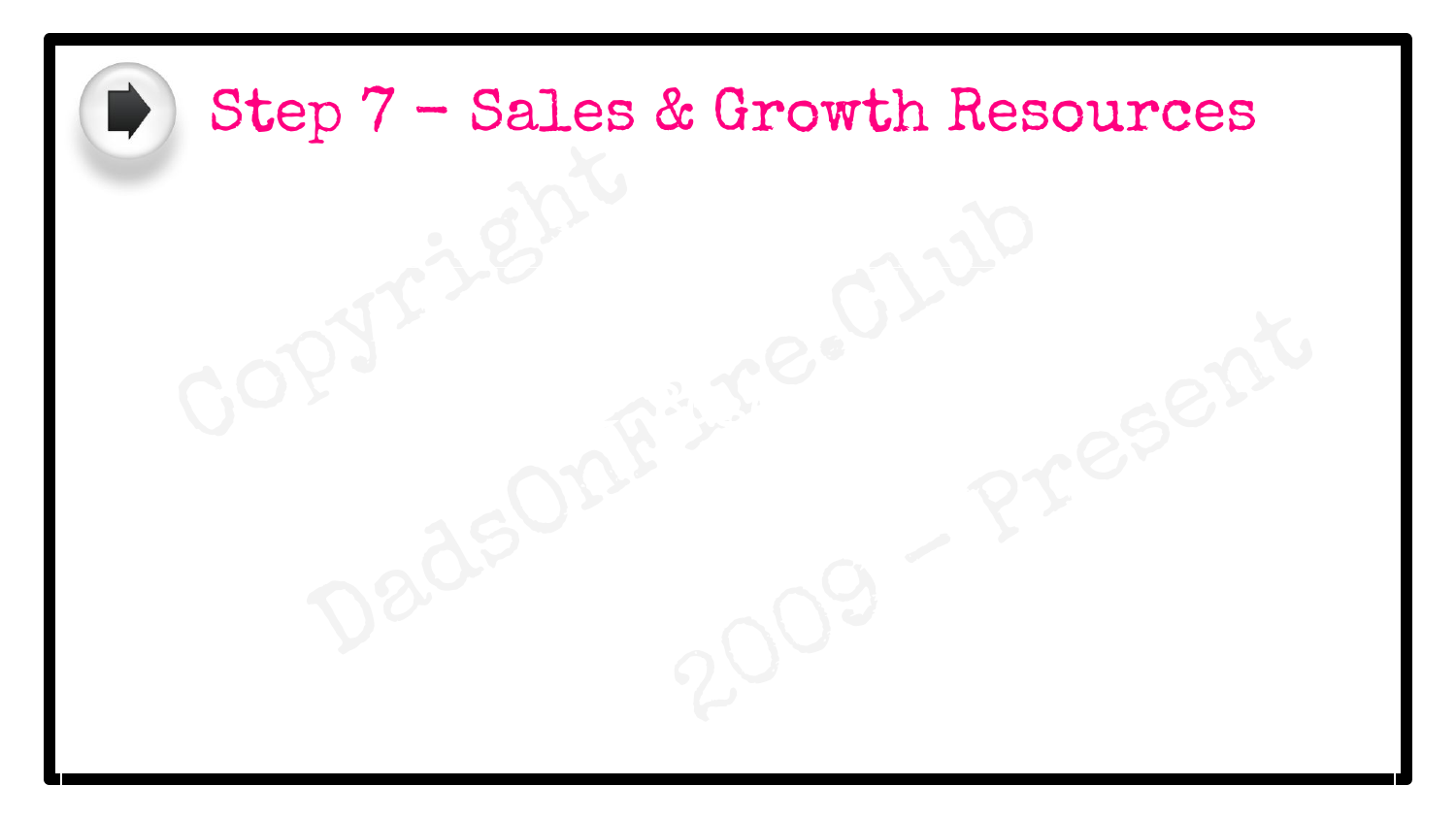## Step 7 - Sales & Growth Resources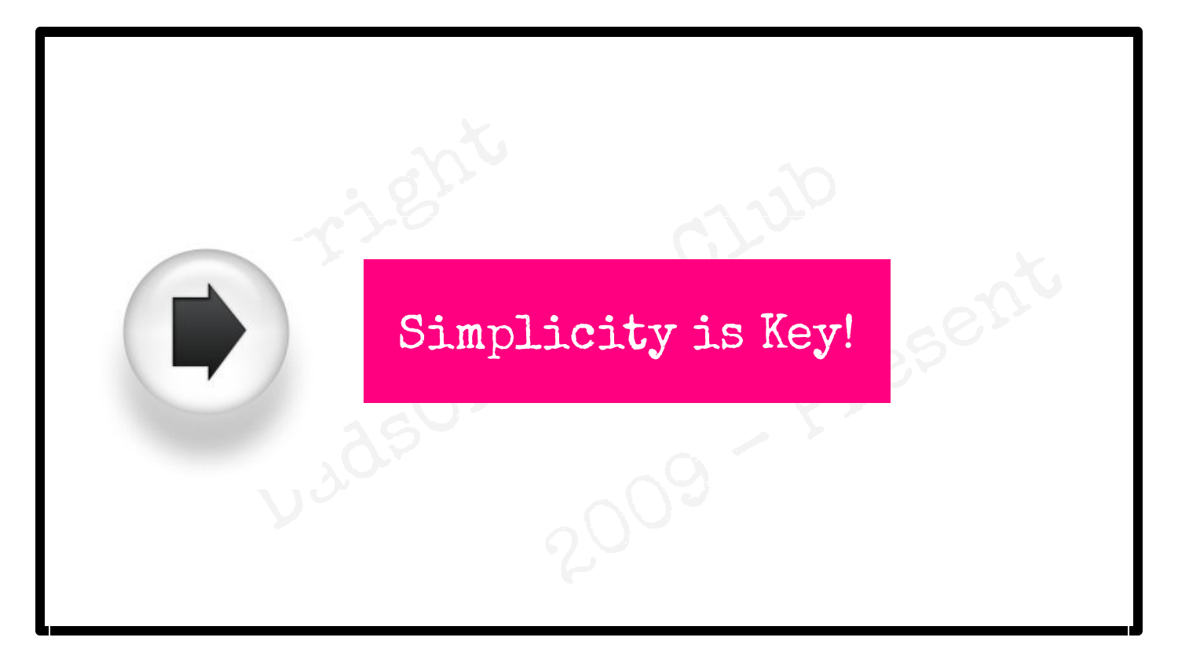Simplicity is Key!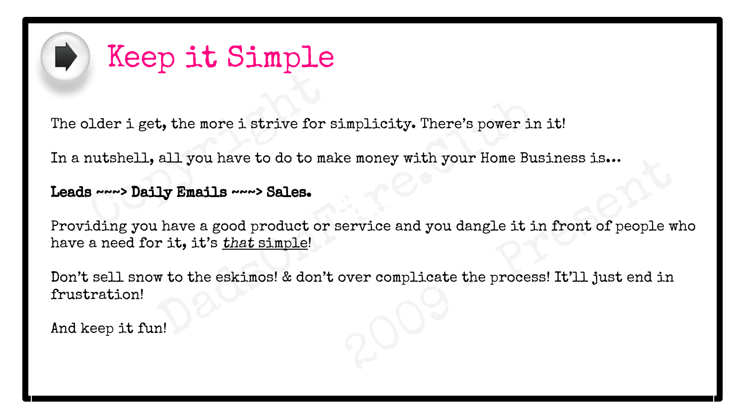# Keep it Simple

The older i get, the more i strive for simplicity. There's power in it!

In a nutshell, all you have to do to make money with your Home Business is...

**Leads ~~~> Daily Emails ~~~> Sales.**

Providing you have a good product or service and you dangle it in front of people who have a need for it, it's *that* simple!

Don't sell snow to the eskimos! & don't over complicate the process! It'll just end in frustration!

And keep it fun!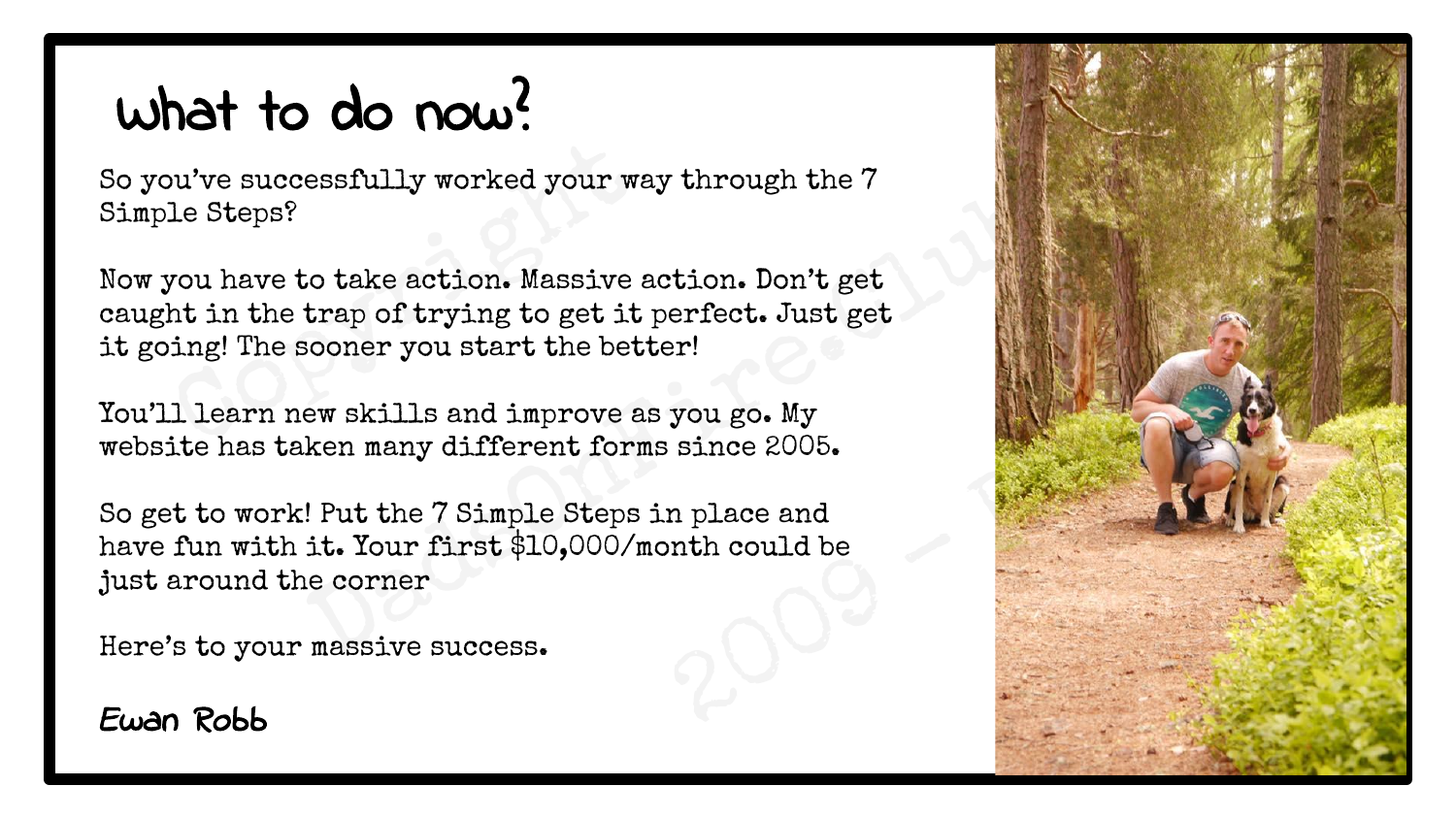# What to do now?

So you've successfully worked your way through the 7 Simple Steps?

Now you have to take action. Massive action. Don't get caught in the trap of trying to get it perfect. Just get it going! The sooner you start the better!

You'll learn new skills and improve as you go. My website has taken many different forms since 2005.

So get to work! Put the 7 Simple Steps in place and have fun with it. Your first $10,000/month could be just around the corner

Here's to your massive success.

Ewan Robb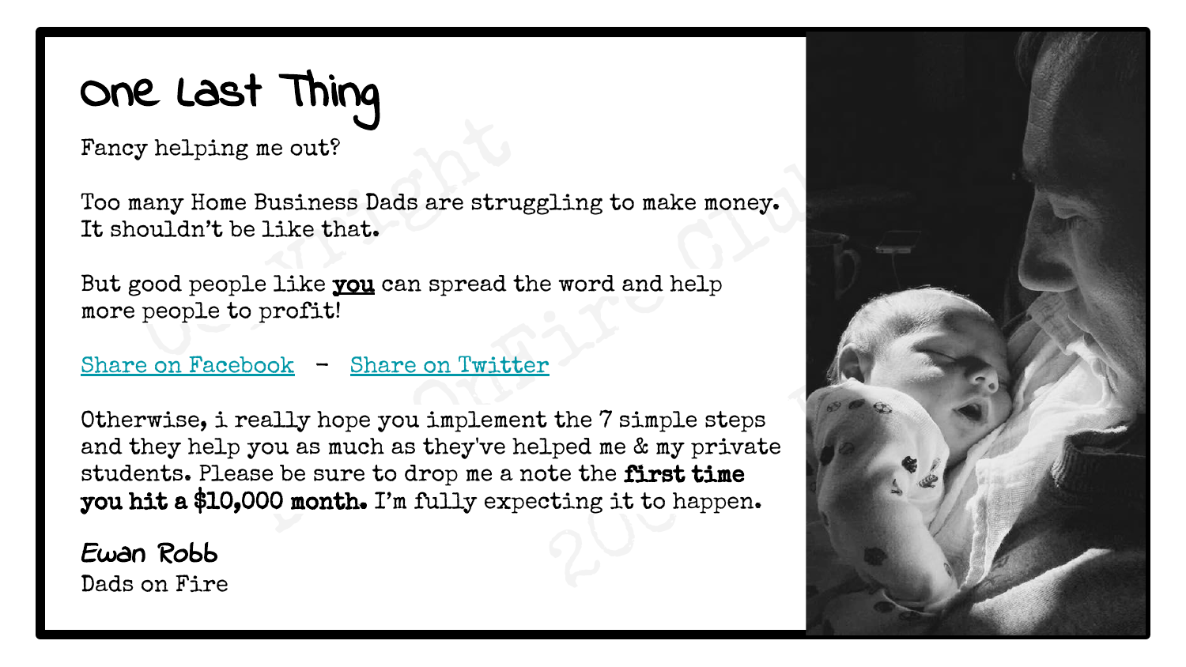# One Last Thing

Fancy helping me out?

Too many Home Business Dads are struggling to make money. It shouldn't be like that.

But good people like **you** can spread the word and help more people to profit!

Share on Facebook - Share on Twitter

Otherwise, i really hope you implement the 7 simple steps and they help you as much as they've helped me & my private students. Please be sure to drop me a note the **first time you hit a $10,000 month.** I'm fully expecting it to happen.

**Ewan Robb**
Dads on Fire